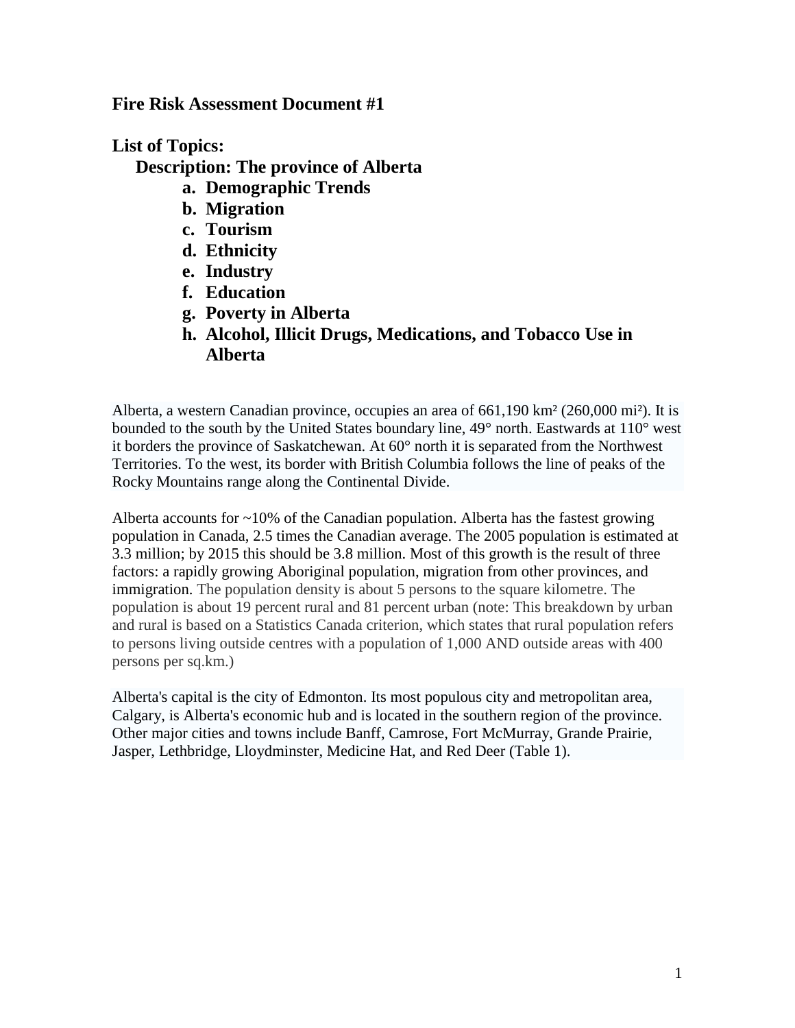**Fire Risk Assessment Document #1**

**List of Topics:**

**Description: The province of Alberta**

- **a. Demographic Trends**
- **b. Migration**
- **c. Tourism**
- **d. Ethnicity**
- **e. Industry**
- **f. Education**
- **g. Poverty in Alberta**
- **h. Alcohol, Illicit Drugs, Medications, and Tobacco Use in Alberta**

Alberta, a western Canadian province, occupies an area of 661,190 km² (260,000 mi²). It is bounded to the south by the United States boundary line, 49° north. Eastwards at 110° west it borders the province of Saskatchewan. At 60° north it is separated from the Northwest Territories. To the west, its border with British Columbia follows the line of peaks of the Rocky Mountains range along the Continental Divide.

Alberta accounts for ~10% of the Canadian population. Alberta has the fastest growing population in Canada, 2.5 times the Canadian average. The 2005 population is estimated at 3.3 million; by 2015 this should be 3.8 million. Most of this growth is the result of three factors: a rapidly growing Aboriginal population, migration from other provinces, and immigration. The population density is about 5 persons to the square kilometre. The population is about 19 percent rural and 81 percent urban (note: This breakdown by urban and rural is based on a Statistics Canada criterion, which states that rural population refers to persons living outside centres with a population of 1,000 AND outside areas with 400 persons per sq.km.)

Alberta's capital is the city of Edmonton. Its most populous city and metropolitan area, Calgary, is Alberta's economic hub and is located in the southern region of the province. Other major cities and towns include Banff, Camrose, Fort McMurray, Grande Prairie, Jasper, Lethbridge, Lloydminster, Medicine Hat, and Red Deer (Table 1).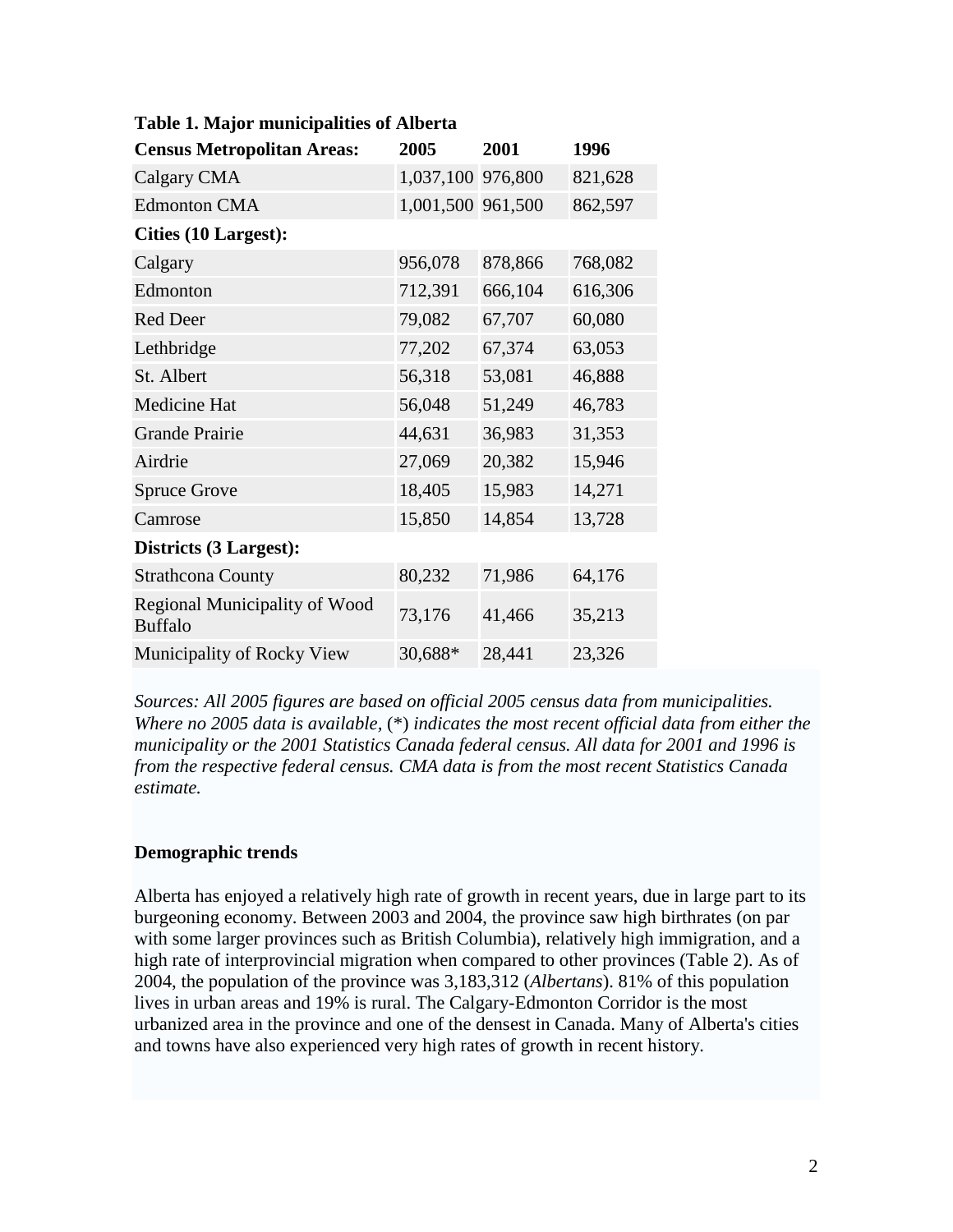**Table 1. Major municipalities of Alberta**

| **Census Metropolitan Areas:** | **2005** | **2001** | **1996** |
|---|---|---|---|
| Calgary CMA | 1,037,100 | 976,800 | 821,628 |
| Edmonton CMA | 1,001,500 | 961,500 | 862,597 |
| **Cities (10 Largest):** | | | |
| Calgary | 956,078 | 878,866 | 768,082 |
| Edmonton | 712,391 | 666,104 | 616,306 |
| Red Deer | 79,082 | 67,707 | 60,080 |
| Lethbridge | 77,202 | 67,374 | 63,053 |
| St. Albert | 56,318 | 53,081 | 46,888 |
| Medicine Hat | 56,048 | 51,249 | 46,783 |
| Grande Prairie | 44,631 | 36,983 | 31,353 |
| Airdrie | 27,069 | 20,382 | 15,946 |
| Spruce Grove | 18,405 | 15,983 | 14,271 |
| Camrose | 15,850 | 14,854 | 13,728 |
| **Districts (3 Largest):** | | | |
| Strathcona County | 80,232 | 71,986 | 64,176 |
| Regional Municipality of Wood Buffalo | 73,176 | 41,466 | 35,213 |
| Municipality of Rocky View | 30,688* | 28,441 | 23,326 |

*Sources: All 2005 figures are based on official 2005 census data from municipalities. Where no 2005 data is available,* (*) *indicates the most recent official data from either the municipality or the 2001 Statistics Canada federal census. All data for 2001 and 1996 is from the respective federal census. CMA data is from the most recent Statistics Canada estimate.*

**Demographic trends**

Alberta has enjoyed a relatively high rate of growth in recent years, due in large part to its burgeoning economy. Between 2003 and 2004, the province saw high birthrates (on par with some larger provinces such as British Columbia), relatively high immigration, and a high rate of interprovincial migration when compared to other provinces (Table 2). As of 2004, the population of the province was 3,183,312 (*Albertans*). 81% of this population lives in urban areas and 19% is rural. The Calgary-Edmonton Corridor is the most urbanized area in the province and one of the densest in Canada. Many of Alberta's cities and towns have also experienced very high rates of growth in recent history.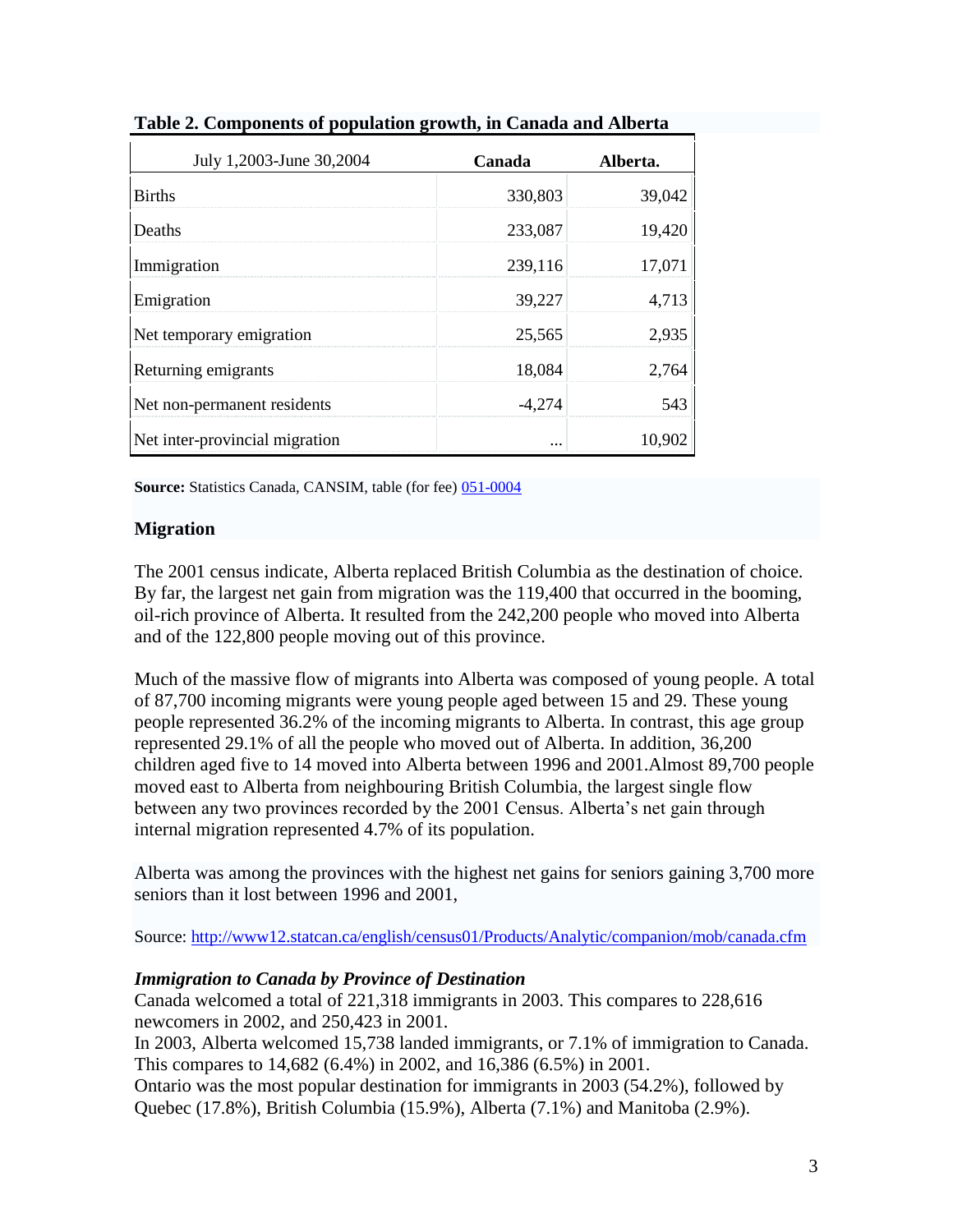**Table 2. Components of population growth, in Canada and Alberta**

| July 1,2003-June 30,2004 | Canada | Alberta. |
|---|---|---|
| Births | 330,803 | 39,042 |
| Deaths | 233,087 | 19,420 |
| Immigration | 239,116 | 17,071 |
| Emigration | 39,227 | 4,713 |
| Net temporary emigration | 25,565 | 2,935 |
| Returning emigrants | 18,084 | 2,764 |
| Net non-permanent residents | -4,274 | 543 |
| Net inter-provincial migration | ... | 10,902 |

**Source:** Statistics Canada, CANSIM, table (for fee) [051-0004](051-0004)

## Migration

The 2001 census indicate, Alberta replaced British Columbia as the destination of choice. By far, the largest net gain from migration was the 119,400 that occurred in the booming, oil-rich province of Alberta. It resulted from the 242,200 people who moved into Alberta and of the 122,800 people moving out of this province.

Much of the massive flow of migrants into Alberta was composed of young people. A total of 87,700 incoming migrants were young people aged between 15 and 29. These young people represented 36.2% of the incoming migrants to Alberta. In contrast, this age group represented 29.1% of all the people who moved out of Alberta. In addition, 36,200 children aged five to 14 moved into Alberta between 1996 and 2001.Almost 89,700 people moved east to Alberta from neighbouring British Columbia, the largest single flow between any two provinces recorded by the 2001 Census. Alberta's net gain through internal migration represented 4.7% of its population.

Alberta was among the provinces with the highest net gains for seniors gaining 3,700 more seniors than it lost between 1996 and 2001,

Source: [http://www12.statcan.ca/english/census01/Products/Analytic/companion/mob/canada.cfm](http://www12.statcan.ca/english/census01/Products/Analytic/companion/mob/canada.cfm)

***Immigration to Canada by Province of Destination***

Canada welcomed a total of 221,318 immigrants in 2003. This compares to 228,616 newcomers in 2002, and 250,423 in 2001.

In 2003, Alberta welcomed 15,738 landed immigrants, or 7.1% of immigration to Canada. This compares to 14,682 (6.4%) in 2002, and 16,386 (6.5%) in 2001.

Ontario was the most popular destination for immigrants in 2003 (54.2%), followed by Quebec (17.8%), British Columbia (15.9%), Alberta (7.1%) and Manitoba (2.9%).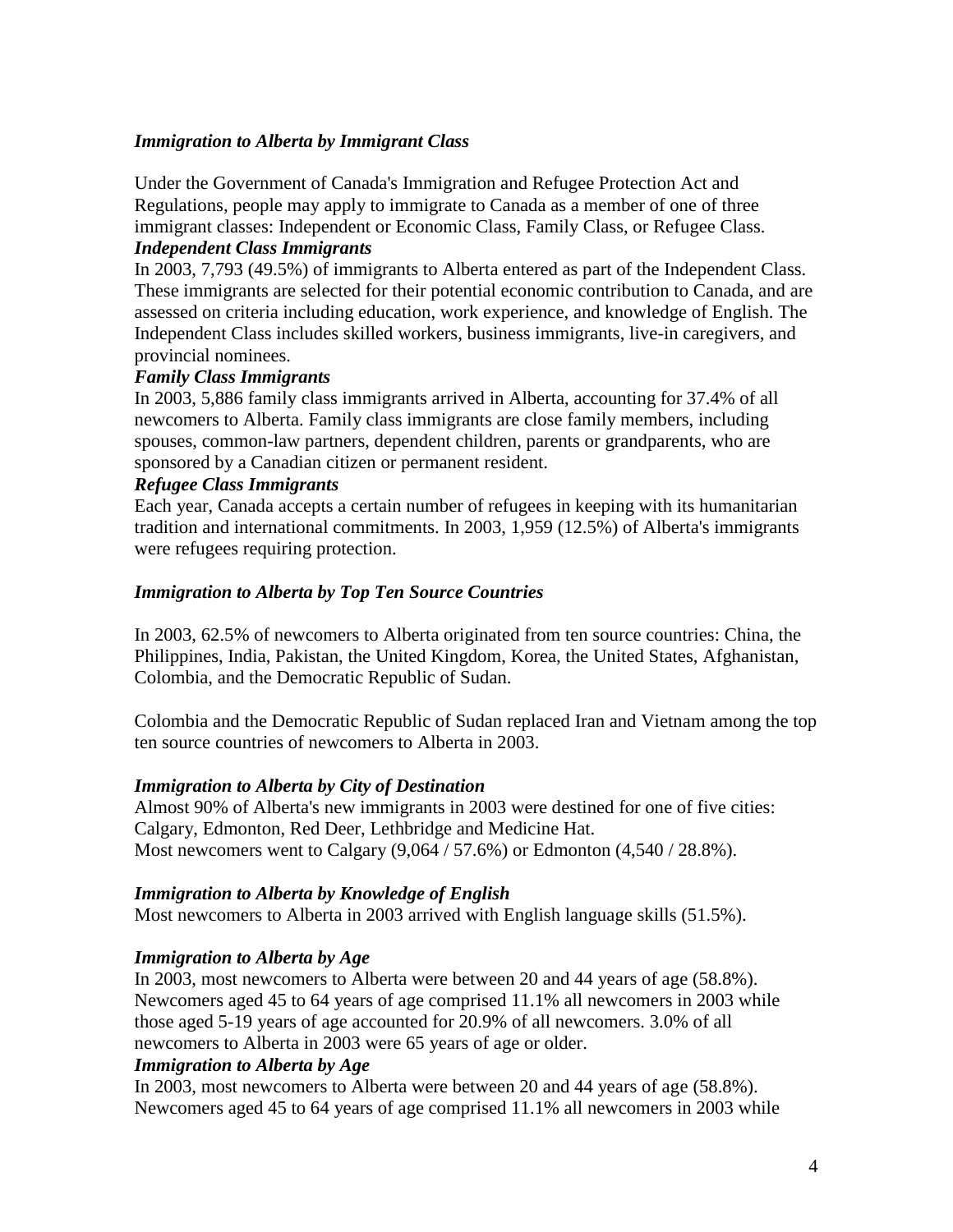### *Immigration to Alberta by Immigrant Class*

Under the Government of Canada's Immigration and Refugee Protection Act and Regulations, people may apply to immigrate to Canada as a member of one of three immigrant classes: Independent or Economic Class, Family Class, or Refugee Class.

#### *Independent Class Immigrants*

In 2003, 7,793 (49.5%) of immigrants to Alberta entered as part of the Independent Class. These immigrants are selected for their potential economic contribution to Canada, and are assessed on criteria including education, work experience, and knowledge of English. The Independent Class includes skilled workers, business immigrants, live-in caregivers, and provincial nominees.

#### *Family Class Immigrants*

In 2003, 5,886 family class immigrants arrived in Alberta, accounting for 37.4% of all newcomers to Alberta. Family class immigrants are close family members, including spouses, common-law partners, dependent children, parents or grandparents, who are sponsored by a Canadian citizen or permanent resident.

#### *Refugee Class Immigrants*

Each year, Canada accepts a certain number of refugees in keeping with its humanitarian tradition and international commitments. In 2003, 1,959 (12.5%) of Alberta's immigrants were refugees requiring protection.

### *Immigration to Alberta by Top Ten Source Countries*

In 2003, 62.5% of newcomers to Alberta originated from ten source countries: China, the Philippines, India, Pakistan, the United Kingdom, Korea, the United States, Afghanistan, Colombia, and the Democratic Republic of Sudan.

Colombia and the Democratic Republic of Sudan replaced Iran and Vietnam among the top ten source countries of newcomers to Alberta in 2003.

### *Immigration to Alberta by City of Destination*

Almost 90% of Alberta's new immigrants in 2003 were destined for one of five cities: Calgary, Edmonton, Red Deer, Lethbridge and Medicine Hat.
Most newcomers went to Calgary (9,064 / 57.6%) or Edmonton (4,540 / 28.8%).

### *Immigration to Alberta by Knowledge of English*

Most newcomers to Alberta in 2003 arrived with English language skills (51.5%).

### *Immigration to Alberta by Age*

In 2003, most newcomers to Alberta were between 20 and 44 years of age (58.8%). Newcomers aged 45 to 64 years of age comprised 11.1% all newcomers in 2003 while those aged 5-19 years of age accounted for 20.9% of all newcomers. 3.0% of all newcomers to Alberta in 2003 were 65 years of age or older.

### *Immigration to Alberta by Age*

In 2003, most newcomers to Alberta were between 20 and 44 years of age (58.8%). Newcomers aged 45 to 64 years of age comprised 11.1% all newcomers in 2003 while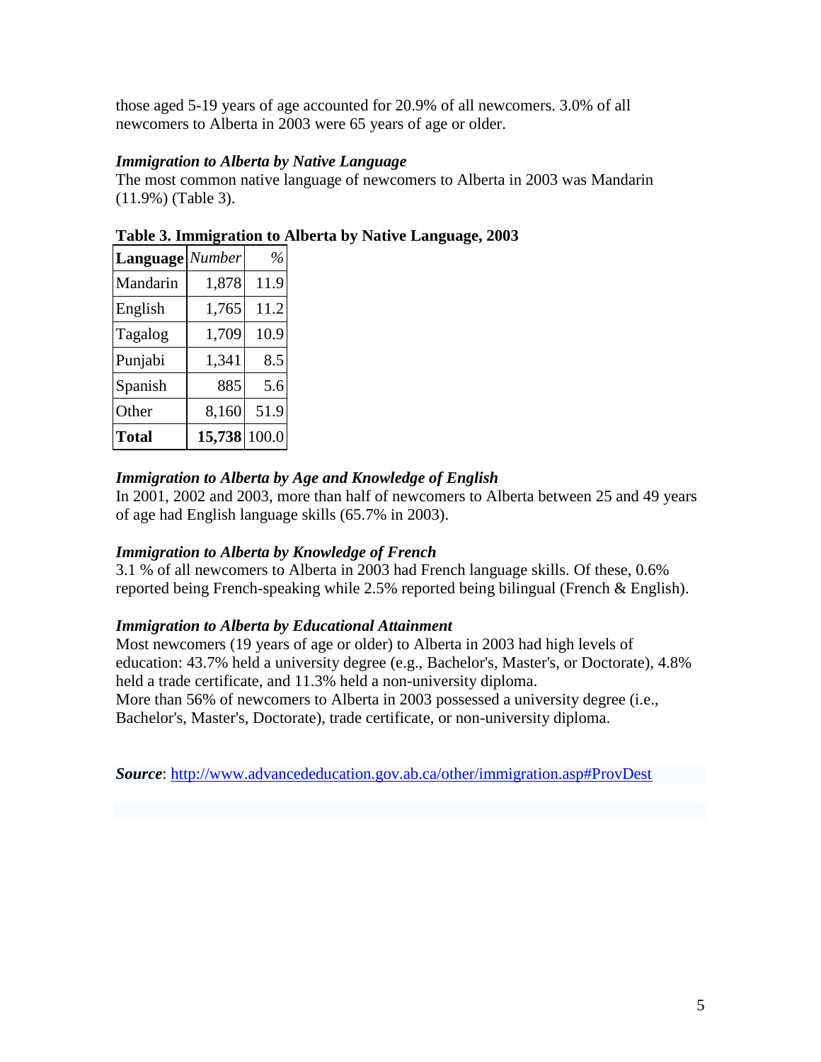those aged 5-19 years of age accounted for 20.9% of all newcomers. 3.0% of all newcomers to Alberta in 2003 were 65 years of age or older.

### *Immigration to Alberta by Native Language*

The most common native language of newcomers to Alberta in 2003 was Mandarin (11.9%) (Table 3).

**Table 3. Immigration to Alberta by Native Language, 2003**

| **Language** | *Number* | % |
|---|---|---|
| Mandarin | 1,878 | 11.9 |
| English | 1,765 | 11.2 |
| Tagalog | 1,709 | 10.9 |
| Punjabi | 1,341 | 8.5 |
| Spanish | 885 | 5.6 |
| Other | 8,160 | 51.9 |
| **Total** | **15,738** | 100.0 |

### *Immigration to Alberta by Age and Knowledge of English*

In 2001, 2002 and 2003, more than half of newcomers to Alberta between 25 and 49 years of age had English language skills (65.7% in 2003).

### *Immigration to Alberta by Knowledge of French*

3.1 % of all newcomers to Alberta in 2003 had French language skills. Of these, 0.6% reported being French-speaking while 2.5% reported being bilingual (French & English).

### *Immigration to Alberta by Educational Attainment*

Most newcomers (19 years of age or older) to Alberta in 2003 had high levels of education: 43.7% held a university degree (e.g., Bachelor's, Master's, or Doctorate), 4.8% held a trade certificate, and 11.3% held a non-university diploma.
More than 56% of newcomers to Alberta in 2003 possessed a university degree (i.e., Bachelor's, Master's, Doctorate), trade certificate, or non-university diploma.

***Source***: http://www.advancededucation.gov.ab.ca/other/immigration.asp#ProvDest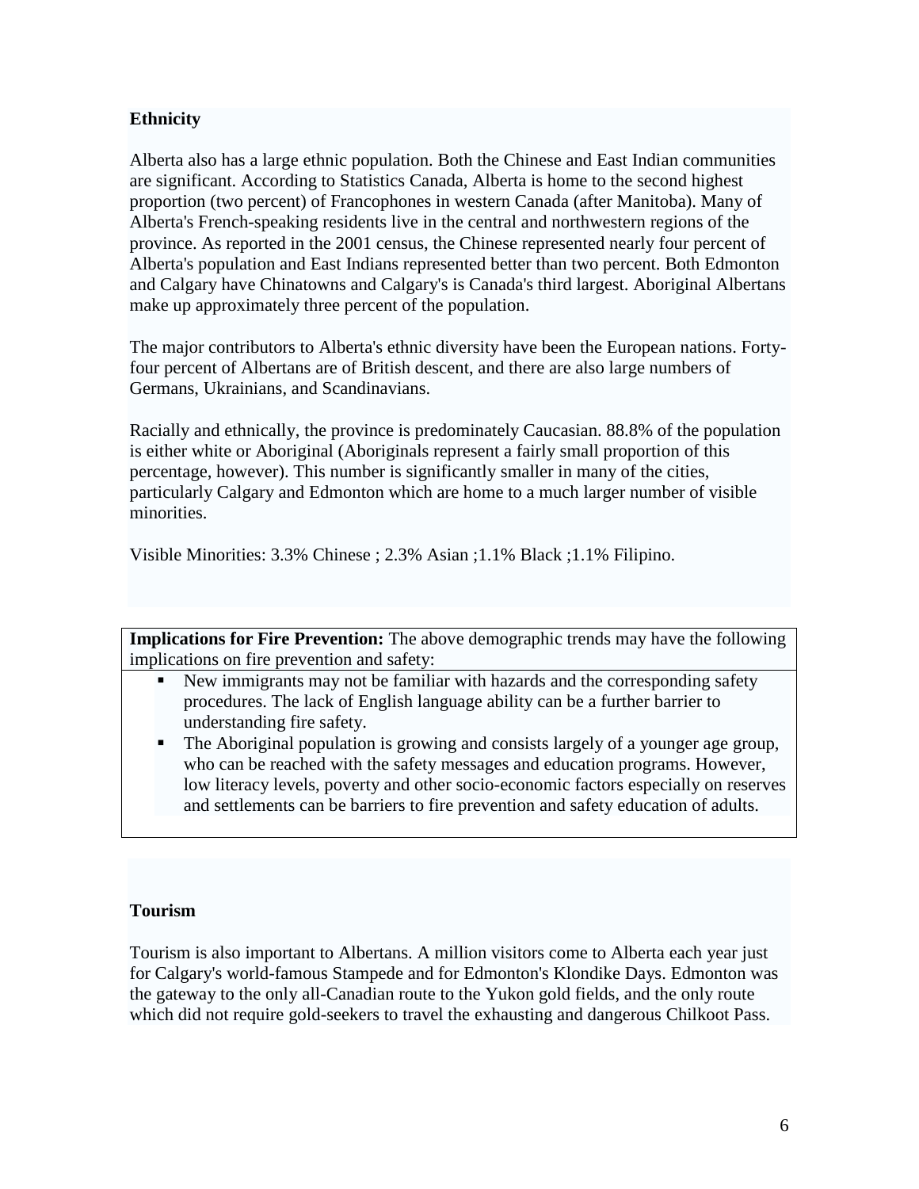**Ethnicity**

Alberta also has a large ethnic population. Both the Chinese and East Indian communities are significant. According to Statistics Canada, Alberta is home to the second highest proportion (two percent) of Francophones in western Canada (after Manitoba). Many of Alberta's French-speaking residents live in the central and northwestern regions of the province. As reported in the 2001 census, the Chinese represented nearly four percent of Alberta's population and East Indians represented better than two percent. Both Edmonton and Calgary have Chinatowns and Calgary's is Canada's third largest. Aboriginal Albertans make up approximately three percent of the population.

The major contributors to Alberta's ethnic diversity have been the European nations. Forty-four percent of Albertans are of British descent, and there are also large numbers of Germans, Ukrainians, and Scandinavians.

Racially and ethnically, the province is predominately Caucasian. 88.8% of the population is either white or Aboriginal (Aboriginals represent a fairly small proportion of this percentage, however). This number is significantly smaller in many of the cities, particularly Calgary and Edmonton which are home to a much larger number of visible minorities.

Visible Minorities: 3.3% Chinese ; 2.3% Asian ;1.1% Black ;1.1% Filipino.

**Implications for Fire Prevention:** The above demographic trends may have the following implications on fire prevention and safety:

- New immigrants may not be familiar with hazards and the corresponding safety procedures. The lack of English language ability can be a further barrier to understanding fire safety.
- The Aboriginal population is growing and consists largely of a younger age group, who can be reached with the safety messages and education programs. However, low literacy levels, poverty and other socio-economic factors especially on reserves and settlements can be barriers to fire prevention and safety education of adults.

**Tourism**

Tourism is also important to Albertans. A million visitors come to Alberta each year just for Calgary's world-famous Stampede and for Edmonton's Klondike Days. Edmonton was the gateway to the only all-Canadian route to the Yukon gold fields, and the only route which did not require gold-seekers to travel the exhausting and dangerous Chilkoot Pass.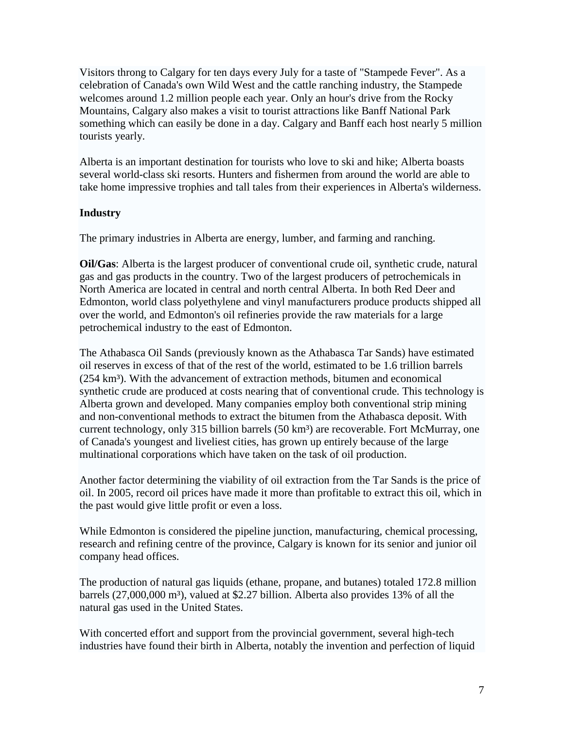Visitors throng to Calgary for ten days every July for a taste of "Stampede Fever". As a celebration of Canada's own Wild West and the cattle ranching industry, the Stampede welcomes around 1.2 million people each year. Only an hour's drive from the Rocky Mountains, Calgary also makes a visit to tourist attractions like Banff National Park something which can easily be done in a day. Calgary and Banff each host nearly 5 million tourists yearly.

Alberta is an important destination for tourists who love to ski and hike; Alberta boasts several world-class ski resorts. Hunters and fishermen from around the world are able to take home impressive trophies and tall tales from their experiences in Alberta's wilderness.

**Industry**

The primary industries in Alberta are energy, lumber, and farming and ranching.

**Oil/Gas**: Alberta is the largest producer of conventional crude oil, synthetic crude, natural gas and gas products in the country. Two of the largest producers of petrochemicals in North America are located in central and north central Alberta. In both Red Deer and Edmonton, world class polyethylene and vinyl manufacturers produce products shipped all over the world, and Edmonton's oil refineries provide the raw materials for a large petrochemical industry to the east of Edmonton.

The Athabasca Oil Sands (previously known as the Athabasca Tar Sands) have estimated oil reserves in excess of that of the rest of the world, estimated to be 1.6 trillion barrels (254 km³). With the advancement of extraction methods, bitumen and economical synthetic crude are produced at costs nearing that of conventional crude. This technology is Alberta grown and developed. Many companies employ both conventional strip mining and non-conventional methods to extract the bitumen from the Athabasca deposit. With current technology, only 315 billion barrels (50 km³) are recoverable. Fort McMurray, one of Canada's youngest and liveliest cities, has grown up entirely because of the large multinational corporations which have taken on the task of oil production.

Another factor determining the viability of oil extraction from the Tar Sands is the price of oil. In 2005, record oil prices have made it more than profitable to extract this oil, which in the past would give little profit or even a loss.

While Edmonton is considered the pipeline junction, manufacturing, chemical processing, research and refining centre of the province, Calgary is known for its senior and junior oil company head offices.

The production of natural gas liquids (ethane, propane, and butanes) totaled 172.8 million barrels (27,000,000 m³), valued at $2.27 billion. Alberta also provides 13% of all the natural gas used in the United States.

With concerted effort and support from the provincial government, several high-tech industries have found their birth in Alberta, notably the invention and perfection of liquid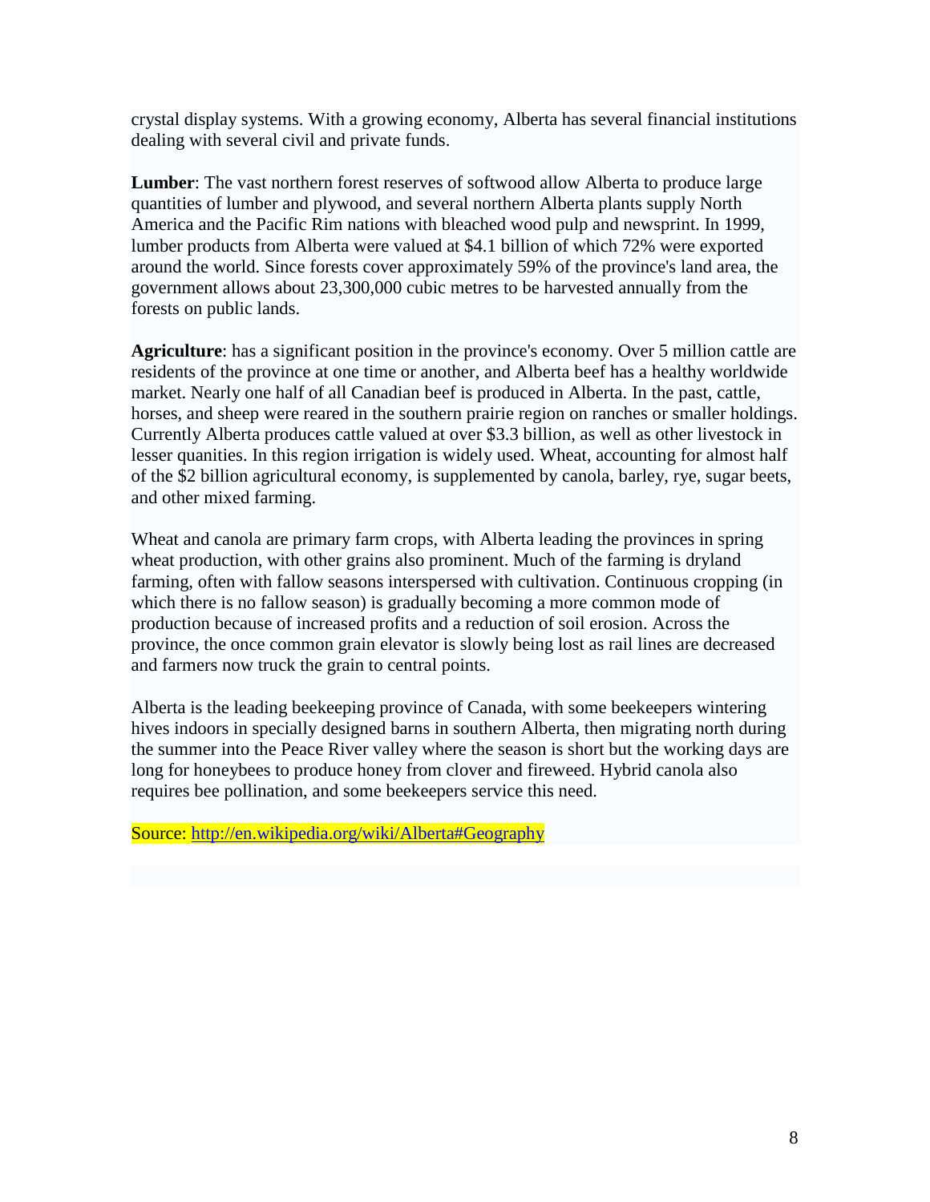crystal display systems. With a growing economy, Alberta has several financial institutions dealing with several civil and private funds.

**Lumber**: The vast northern forest reserves of softwood allow Alberta to produce large quantities of lumber and plywood, and several northern Alberta plants supply North America and the Pacific Rim nations with bleached wood pulp and newsprint. In 1999, lumber products from Alberta were valued at $4.1 billion of which 72% were exported around the world. Since forests cover approximately 59% of the province's land area, the government allows about 23,300,000 cubic metres to be harvested annually from the forests on public lands.

**Agriculture**: has a significant position in the province's economy. Over 5 million cattle are residents of the province at one time or another, and Alberta beef has a healthy worldwide market. Nearly one half of all Canadian beef is produced in Alberta. In the past, cattle, horses, and sheep were reared in the southern prairie region on ranches or smaller holdings. Currently Alberta produces cattle valued at over $3.3 billion, as well as other livestock in lesser quanities. In this region irrigation is widely used. Wheat, accounting for almost half of the $2 billion agricultural economy, is supplemented by canola, barley, rye, sugar beets, and other mixed farming.

Wheat and canola are primary farm crops, with Alberta leading the provinces in spring wheat production, with other grains also prominent. Much of the farming is dryland farming, often with fallow seasons interspersed with cultivation. Continuous cropping (in which there is no fallow season) is gradually becoming a more common mode of production because of increased profits and a reduction of soil erosion. Across the province, the once common grain elevator is slowly being lost as rail lines are decreased and farmers now truck the grain to central points.

Alberta is the leading beekeeping province of Canada, with some beekeepers wintering hives indoors in specially designed barns in southern Alberta, then migrating north during the summer into the Peace River valley where the season is short but the working days are long for honeybees to produce honey from clover and fireweed. Hybrid canola also requires bee pollination, and some beekeepers service this need.

Source: http://en.wikipedia.org/wiki/Alberta#Geography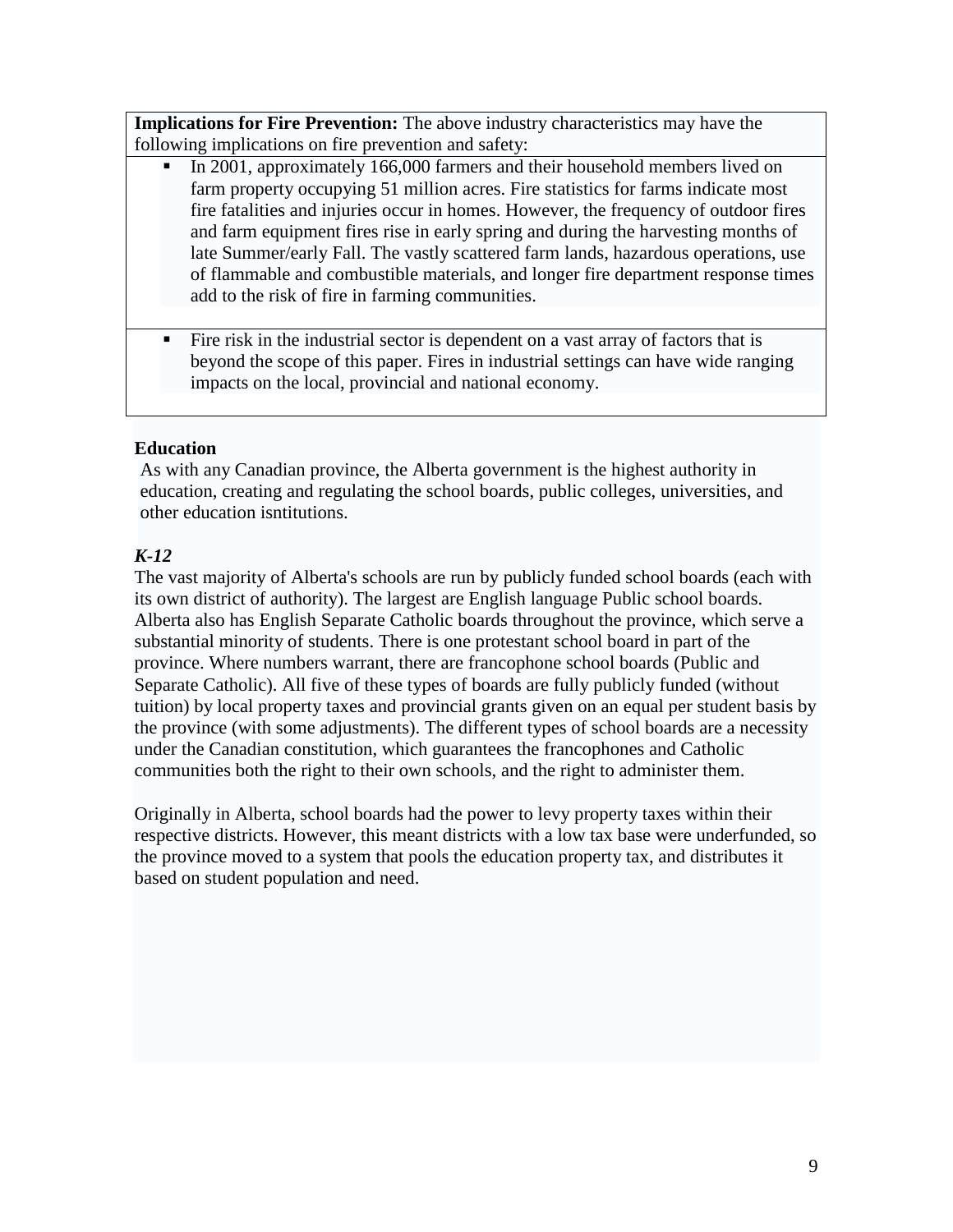**Implications for Fire Prevention:** The above industry characteristics may have the following implications on fire prevention and safety:

- In 2001, approximately 166,000 farmers and their household members lived on farm property occupying 51 million acres. Fire statistics for farms indicate most fire fatalities and injuries occur in homes. However, the frequency of outdoor fires and farm equipment fires rise in early spring and during the harvesting months of late Summer/early Fall. The vastly scattered farm lands, hazardous operations, use of flammable and combustible materials, and longer fire department response times add to the risk of fire in farming communities.

- Fire risk in the industrial sector is dependent on a vast array of factors that is beyond the scope of this paper. Fires in industrial settings can have wide ranging impacts on the local, provincial and national economy.

**Education**

As with any Canadian province, the Alberta government is the highest authority in education, creating and regulating the school boards, public colleges, universities, and other education isntitutions.

***K-12***

The vast majority of Alberta's schools are run by publicly funded school boards (each with its own district of authority). The largest are English language Public school boards. Alberta also has English Separate Catholic boards throughout the province, which serve a substantial minority of students. There is one protestant school board in part of the province. Where numbers warrant, there are francophone school boards (Public and Separate Catholic). All five of these types of boards are fully publicly funded (without tuition) by local property taxes and provincial grants given on an equal per student basis by the province (with some adjustments). The different types of school boards are a necessity under the Canadian constitution, which guarantees the francophones and Catholic communities both the right to their own schools, and the right to administer them.

Originally in Alberta, school boards had the power to levy property taxes within their respective districts. However, this meant districts with a low tax base were underfunded, so the province moved to a system that pools the education property tax, and distributes it based on student population and need.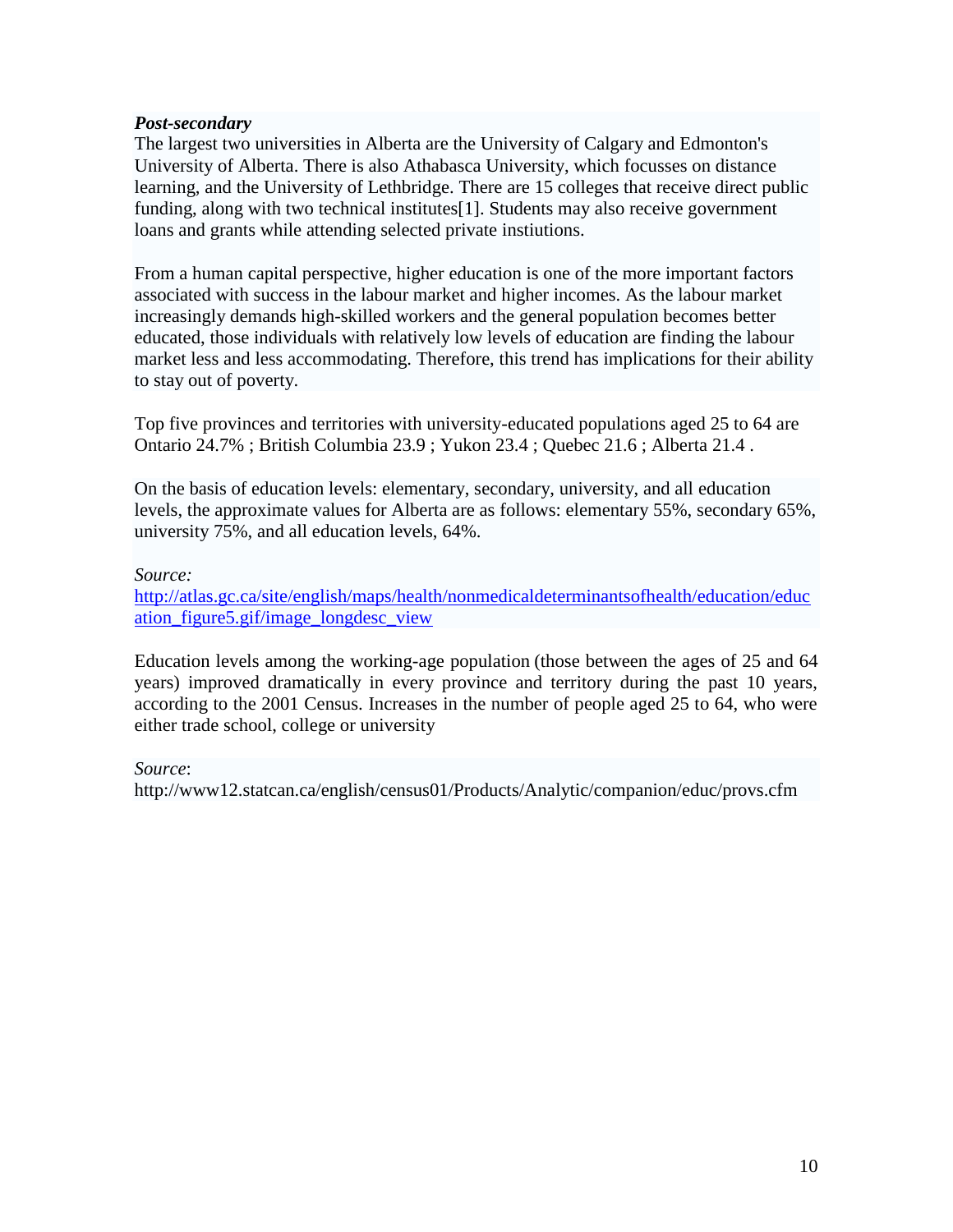***Post-secondary***

The largest two universities in Alberta are the University of Calgary and Edmonton's University of Alberta. There is also Athabasca University, which focusses on distance learning, and the University of Lethbridge. There are 15 colleges that receive direct public funding, along with two technical institutes[1]. Students may also receive government loans and grants while attending selected private instiutions.

From a human capital perspective, higher education is one of the more important factors associated with success in the labour market and higher incomes. As the labour market increasingly demands high-skilled workers and the general population becomes better educated, those individuals with relatively low levels of education are finding the labour market less and less accommodating. Therefore, this trend has implications for their ability to stay out of poverty.

Top five provinces and territories with university-educated populations aged 25 to 64 are Ontario 24.7% ; British Columbia 23.9 ; Yukon 23.4 ; Quebec 21.6 ; Alberta 21.4 .

On the basis of education levels: elementary, secondary, university, and all education levels, the approximate values for Alberta are as follows: elementary 55%, secondary 65%, university 75%, and all education levels, 64%.

*Source:*
http://atlas.gc.ca/site/english/maps/health/nonmedicaldeterminantsofhealth/education/education_figure5.gif/image_longdesc_view

Education levels among the working-age population (those between the ages of 25 and 64 years) improved dramatically in every province and territory during the past 10 years, according to the 2001 Census. Increases in the number of people aged 25 to 64, who were either trade school, college or university

*Source*:
http://www12.statcan.ca/english/census01/Products/Analytic/companion/educ/provs.cfm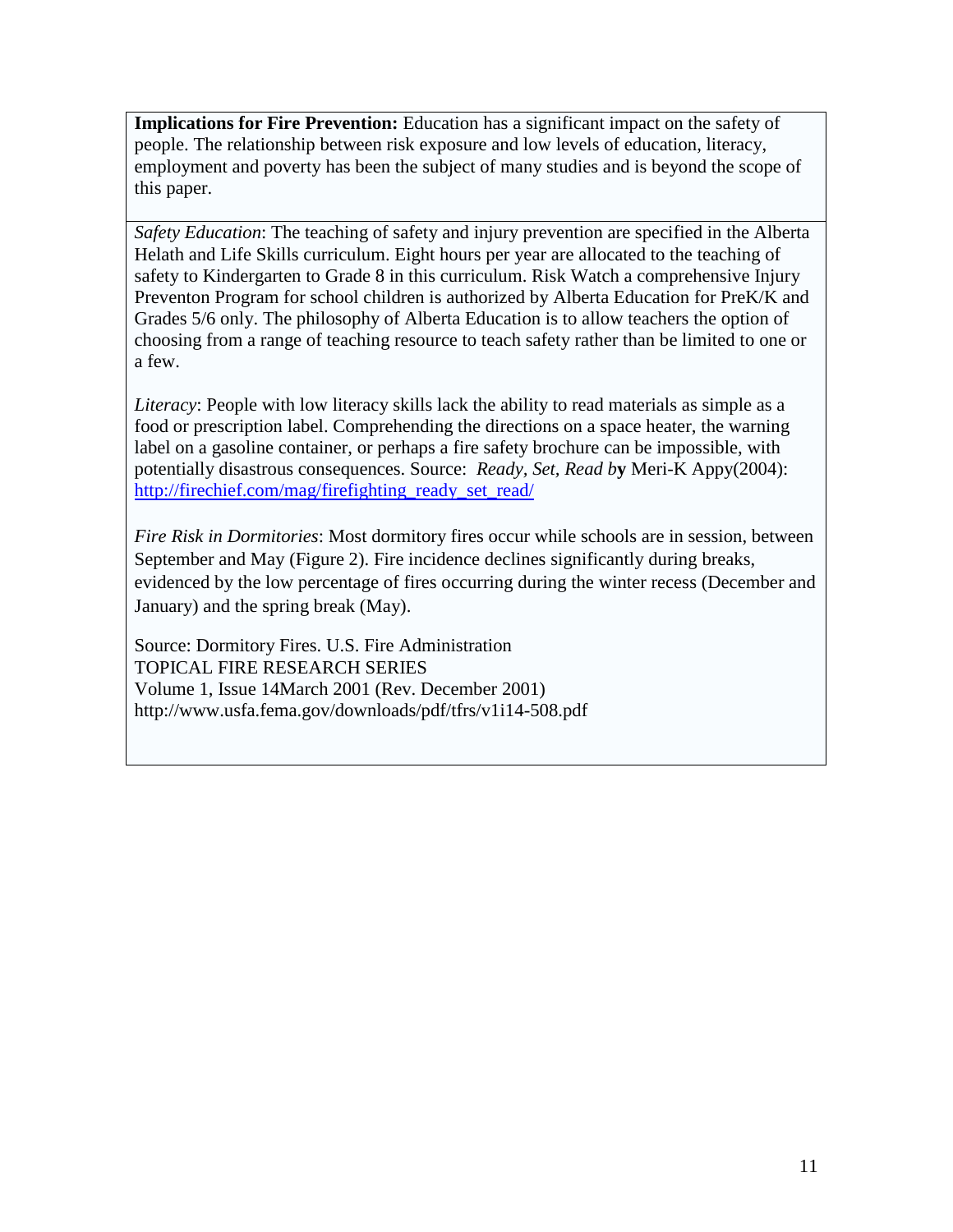**Implications for Fire Prevention:** Education has a significant impact on the safety of people. The relationship between risk exposure and low levels of education, literacy, employment and poverty has been the subject of many studies and is beyond the scope of this paper.

*Safety Education*: The teaching of safety and injury prevention are specified in the Alberta Helath and Life Skills curriculum. Eight hours per year are allocated to the teaching of safety to Kindergarten to Grade 8 in this curriculum. Risk Watch a comprehensive Injury Preventon Program for school children is authorized by Alberta Education for PreK/K and Grades 5/6 only. The philosophy of Alberta Education is to allow teachers the option of choosing from a range of teaching resource to teach safety rather than be limited to one or a few.

*Literacy*: People with low literacy skills lack the ability to read materials as simple as a food or prescription label. Comprehending the directions on a space heater, the warning label on a gasoline container, or perhaps a fire safety brochure can be impossible, with potentially disastrous consequences. Source: *Ready, Set, Read b***y** Meri-K Appy(2004): http://firechief.com/mag/firefighting_ready_set_read/

*Fire Risk in Dormitories*: Most dormitory fires occur while schools are in session, between September and May (Figure 2). Fire incidence declines significantly during breaks, evidenced by the low percentage of fires occurring during the winter recess (December and January) and the spring break (May).

Source: Dormitory Fires. U.S. Fire Administration
TOPICAL FIRE RESEARCH SERIES
Volume 1, Issue 14March 2001 (Rev. December 2001)
http://www.usfa.fema.gov/downloads/pdf/tfrs/v1i14-508.pdf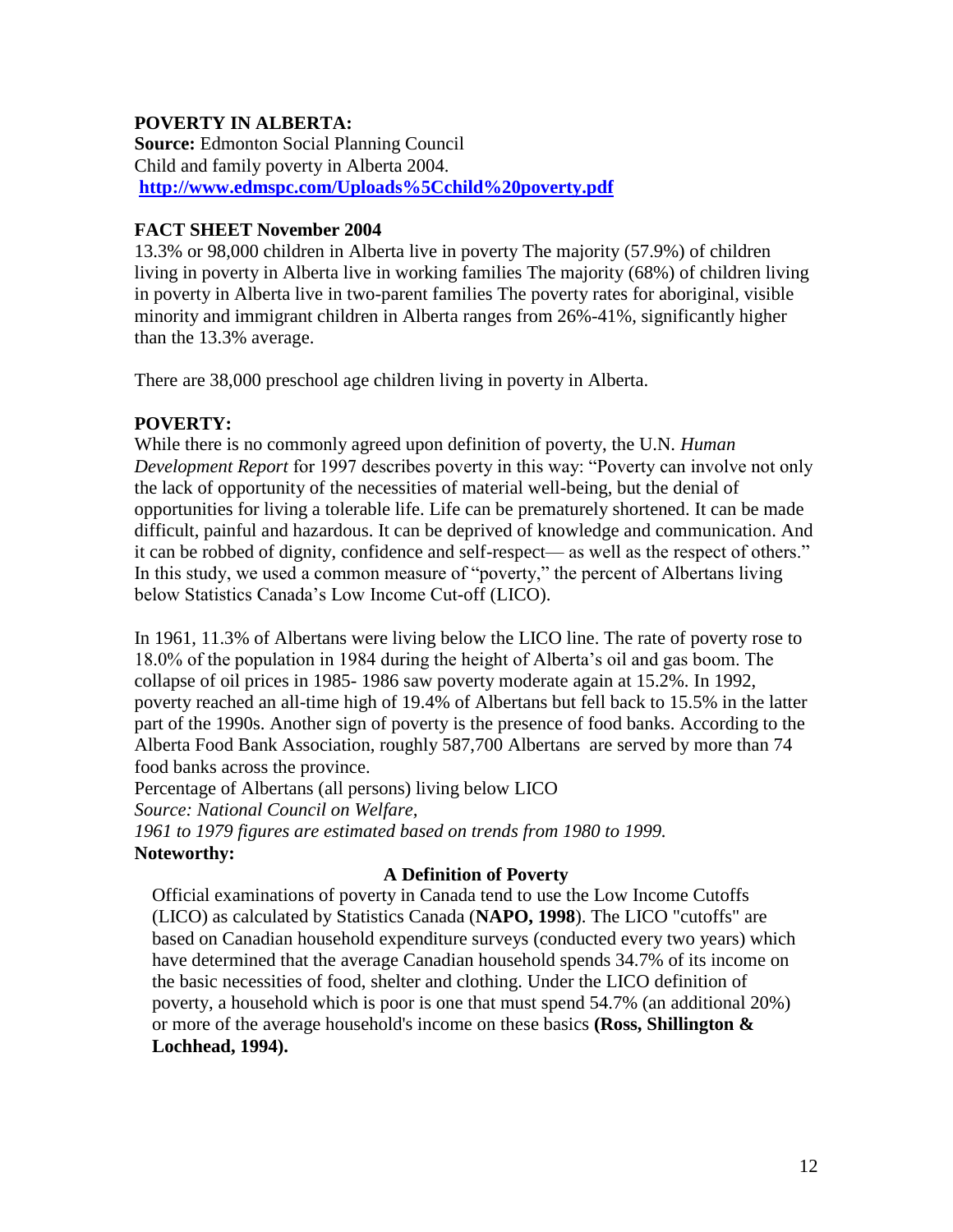**POVERTY IN ALBERTA:**
**Source:** Edmonton Social Planning Council
Child and family poverty in Alberta 2004.
**[http://www.edmspc.com/Uploads%5Cchild%20poverty.pdf](http://www.edmspc.com/Uploads%5Cchild%20poverty.pdf)**

**FACT SHEET November 2004**

13.3% or 98,000 children in Alberta live in poverty The majority (57.9%) of children living in poverty in Alberta live in working families The majority (68%) of children living in poverty in Alberta live in two-parent families The poverty rates for aboriginal, visible minority and immigrant children in Alberta ranges from 26%-41%, significantly higher than the 13.3% average.

There are 38,000 preschool age children living in poverty in Alberta.

**POVERTY:**

While there is no commonly agreed upon definition of poverty, the U.N. *Human Development Report* for 1997 describes poverty in this way: "Poverty can involve not only the lack of opportunity of the necessities of material well-being, but the denial of opportunities for living a tolerable life. Life can be prematurely shortened. It can be made difficult, painful and hazardous. It can be deprived of knowledge and communication. And it can be robbed of dignity, confidence and self-respect— as well as the respect of others." In this study, we used a common measure of "poverty," the percent of Albertans living below Statistics Canada's Low Income Cut-off (LICO).

In 1961, 11.3% of Albertans were living below the LICO line. The rate of poverty rose to 18.0% of the population in 1984 during the height of Alberta's oil and gas boom. The collapse of oil prices in 1985- 1986 saw poverty moderate again at 15.2%. In 1992, poverty reached an all-time high of 19.4% of Albertans but fell back to 15.5% in the latter part of the 1990s. Another sign of poverty is the presence of food banks. According to the Alberta Food Bank Association, roughly 587,700 Albertans are served by more than 74 food banks across the province.

Percentage of Albertans (all persons) living below LICO
*Source: National Council on Welfare,*
*1961 to 1979 figures are estimated based on trends from 1980 to 1999.*

**Noteworthy:**

**A Definition of Poverty**

Official examinations of poverty in Canada tend to use the Low Income Cutoffs (LICO) as calculated by Statistics Canada (**NAPO, 1998**). The LICO "cutoffs" are based on Canadian household expenditure surveys (conducted every two years) which have determined that the average Canadian household spends 34.7% of its income on the basic necessities of food, shelter and clothing. Under the LICO definition of poverty, a household which is poor is one that must spend 54.7% (an additional 20%) or more of the average household's income on these basics **(Ross, Shillington & Lochhead, 1994).**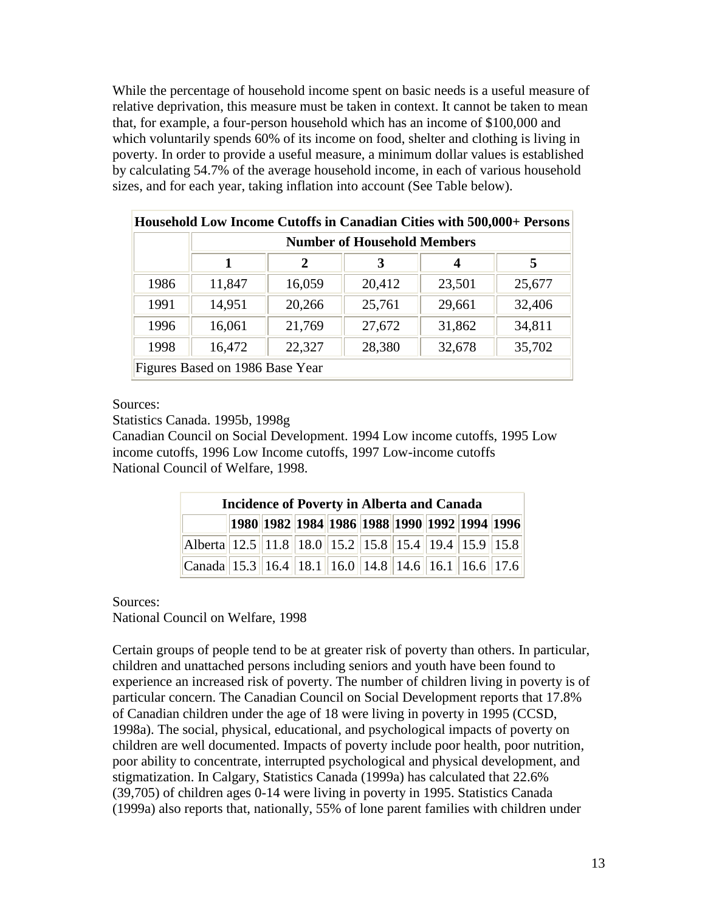While the percentage of household income spent on basic needs is a useful measure of relative deprivation, this measure must be taken in context. It cannot be taken to mean that, for example, a four-person household which has an income of $100,000 and which voluntarily spends 60% of its income on food, shelter and clothing is living in poverty. In order to provide a useful measure, a minimum dollar values is established by calculating 54.7% of the average household income, in each of various household sizes, and for each year, taking inflation into account (See Table below).

| Household Low Income Cutoffs in Canadian Cities with 500,000+ Persons | | | | | |
|---|---|---|---|---|---|
| | Number of Household Members | | | | |
| | 1 | 2 | 3 | 4 | 5 |
| 1986 | 11,847 | 16,059 | 20,412 | 23,501 | 25,677 |
| 1991 | 14,951 | 20,266 | 25,761 | 29,661 | 32,406 |
| 1996 | 16,061 | 21,769 | 27,672 | 31,862 | 34,811 |
| 1998 | 16,472 | 22,327 | 28,380 | 32,678 | 35,702 |
| Figures Based on 1986 Base Year | | | | | |

Sources:
Statistics Canada. 1995b, 1998g
Canadian Council on Social Development. 1994 Low income cutoffs, 1995 Low income cutoffs, 1996 Low Income cutoffs, 1997 Low-income cutoffs
National Council of Welfare, 1998.

| Incidence of Poverty in Alberta and Canada | | | | | | | | | |
|---|---|---|---|---|---|---|---|---|---|
| | 1980 | 1982 | 1984 | 1986 | 1988 | 1990 | 1992 | 1994 | 1996 |
| Alberta | 12.5 | 11.8 | 18.0 | 15.2 | 15.8 | 15.4 | 19.4 | 15.9 | 15.8 |
| Canada | 15.3 | 16.4 | 18.1 | 16.0 | 14.8 | 14.6 | 16.1 | 16.6 | 17.6 |

Sources:
National Council on Welfare, 1998

Certain groups of people tend to be at greater risk of poverty than others. In particular, children and unattached persons including seniors and youth have been found to experience an increased risk of poverty. The number of children living in poverty is of particular concern. The Canadian Council on Social Development reports that 17.8% of Canadian children under the age of 18 were living in poverty in 1995 (CCSD, 1998a). The social, physical, educational, and psychological impacts of poverty on children are well documented. Impacts of poverty include poor health, poor nutrition, poor ability to concentrate, interrupted psychological and physical development, and stigmatization. In Calgary, Statistics Canada (1999a) has calculated that 22.6% (39,705) of children ages 0-14 were living in poverty in 1995. Statistics Canada (1999a) also reports that, nationally, 55% of lone parent families with children under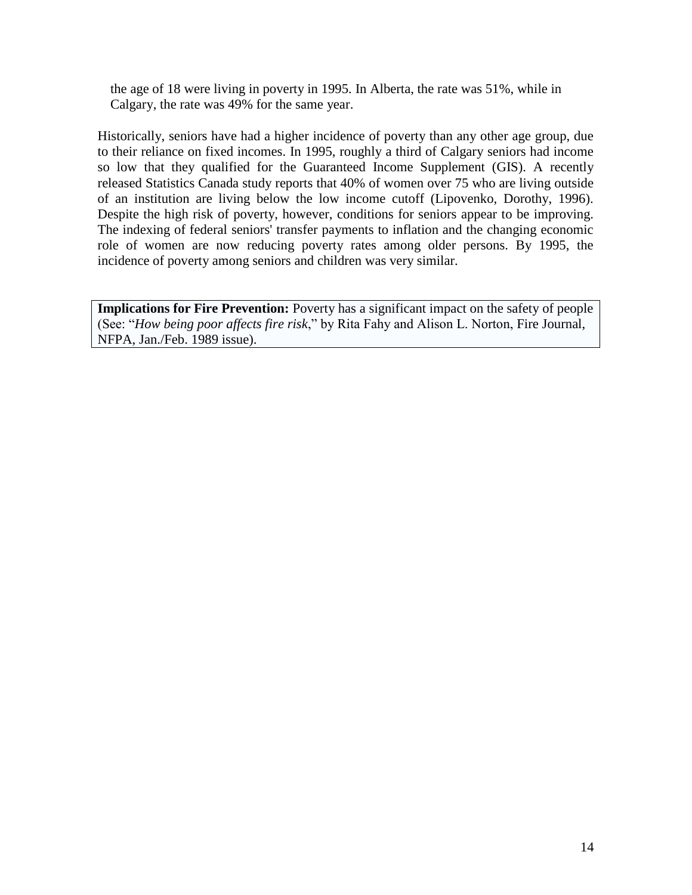the age of 18 were living in poverty in 1995. In Alberta, the rate was 51%, while in Calgary, the rate was 49% for the same year.

Historically, seniors have had a higher incidence of poverty than any other age group, due to their reliance on fixed incomes. In 1995, roughly a third of Calgary seniors had income so low that they qualified for the Guaranteed Income Supplement (GIS). A recently released Statistics Canada study reports that 40% of women over 75 who are living outside of an institution are living below the low income cutoff (Lipovenko, Dorothy, 1996). Despite the high risk of poverty, however, conditions for seniors appear to be improving. The indexing of federal seniors' transfer payments to inflation and the changing economic role of women are now reducing poverty rates among older persons. By 1995, the incidence of poverty among seniors and children was very similar.

**Implications for Fire Prevention:** Poverty has a significant impact on the safety of people (See: "*How being poor affects fire risk*," by Rita Fahy and Alison L. Norton, Fire Journal, NFPA, Jan./Feb. 1989 issue).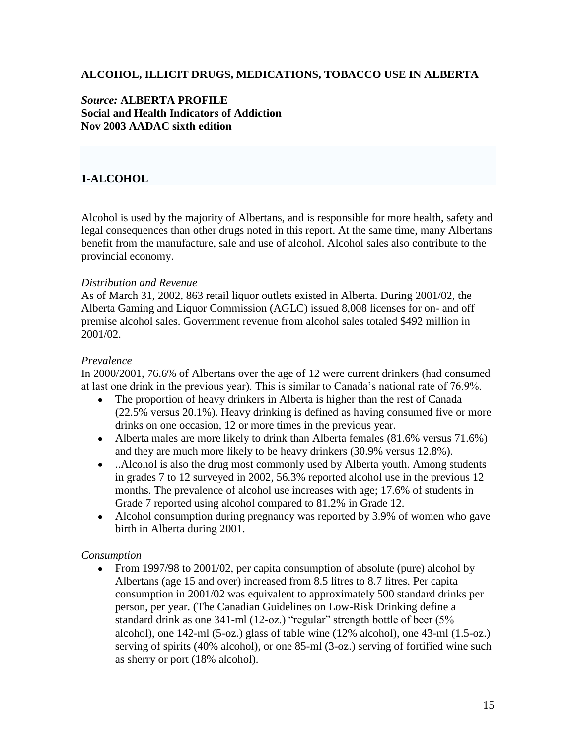**ALCOHOL, ILLICIT DRUGS, MEDICATIONS, TOBACCO USE IN ALBERTA**

***Source:*** **ALBERTA PROFILE**
**Social and Health Indicators of Addiction**
**Nov 2003 AADAC sixth edition**

## 1-ALCOHOL

Alcohol is used by the majority of Albertans, and is responsible for more health, safety and legal consequences than other drugs noted in this report. At the same time, many Albertans benefit from the manufacture, sale and use of alcohol. Alcohol sales also contribute to the provincial economy.

*Distribution and Revenue*

As of March 31, 2002, 863 retail liquor outlets existed in Alberta. During 2001/02, the Alberta Gaming and Liquor Commission (AGLC) issued 8,008 licenses for on- and off premise alcohol sales. Government revenue from alcohol sales totaled $492 million in 2001/02.

*Prevalence*

In 2000/2001, 76.6% of Albertans over the age of 12 were current drinkers (had consumed at last one drink in the previous year). This is similar to Canada's national rate of 76.9%.

- The proportion of heavy drinkers in Alberta is higher than the rest of Canada (22.5% versus 20.1%). Heavy drinking is defined as having consumed five or more drinks on one occasion, 12 or more times in the previous year.
- Alberta males are more likely to drink than Alberta females (81.6% versus 71.6%) and they are much more likely to be heavy drinkers (30.9% versus 12.8%).
- ..Alcohol is also the drug most commonly used by Alberta youth. Among students in grades 7 to 12 surveyed in 2002, 56.3% reported alcohol use in the previous 12 months. The prevalence of alcohol use increases with age; 17.6% of students in Grade 7 reported using alcohol compared to 81.2% in Grade 12.
- Alcohol consumption during pregnancy was reported by 3.9% of women who gave birth in Alberta during 2001.

*Consumption*

- From 1997/98 to 2001/02, per capita consumption of absolute (pure) alcohol by Albertans (age 15 and over) increased from 8.5 litres to 8.7 litres. Per capita consumption in 2001/02 was equivalent to approximately 500 standard drinks per person, per year. (The Canadian Guidelines on Low-Risk Drinking define a standard drink as one 341-ml (12-oz.) "regular" strength bottle of beer (5% alcohol), one 142-ml (5-oz.) glass of table wine (12% alcohol), one 43-ml (1.5-oz.) serving of spirits (40% alcohol), or one 85-ml (3-oz.) serving of fortified wine such as sherry or port (18% alcohol).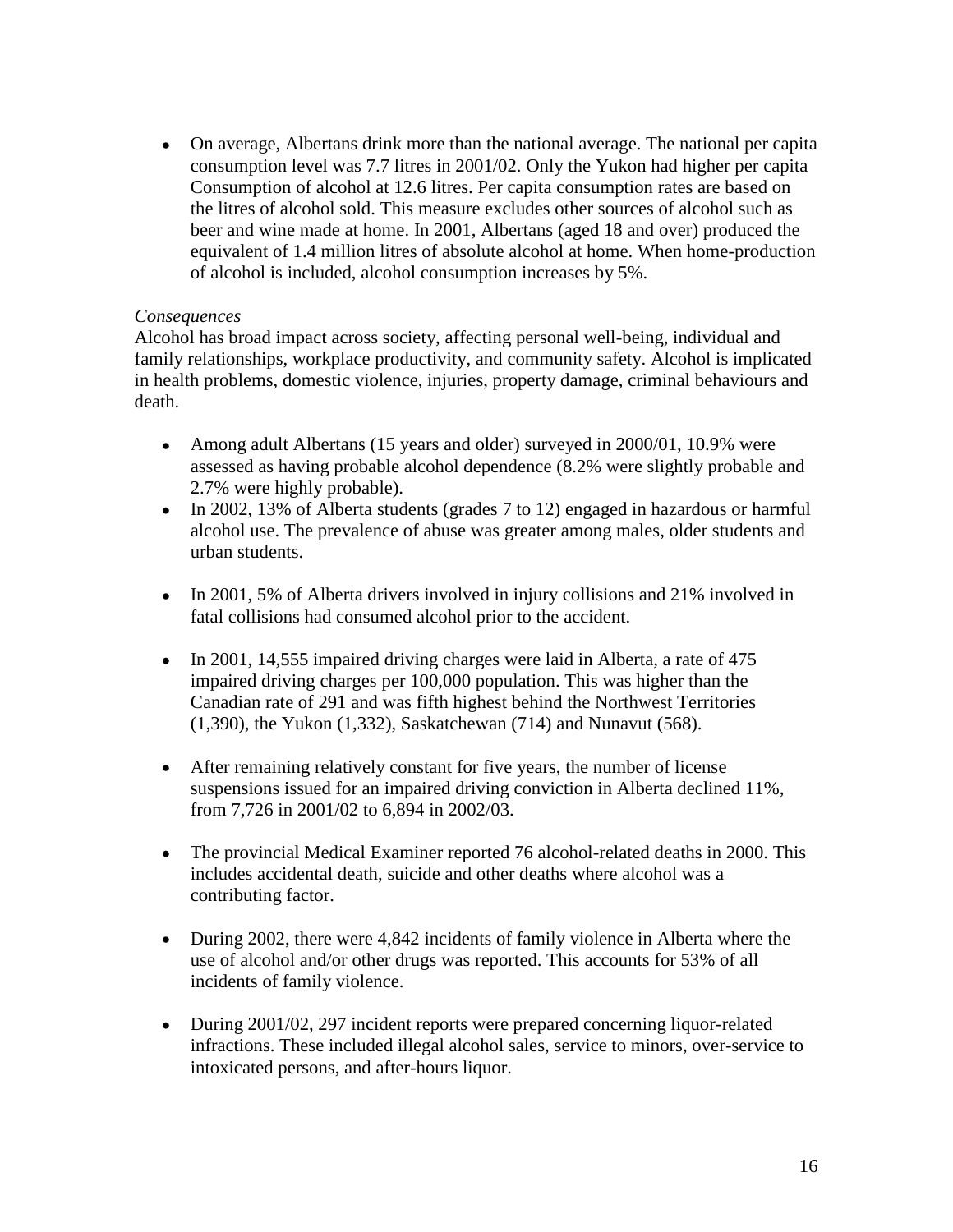- On average, Albertans drink more than the national average. The national per capita consumption level was 7.7 litres in 2001/02. Only the Yukon had higher per capita Consumption of alcohol at 12.6 litres. Per capita consumption rates are based on the litres of alcohol sold. This measure excludes other sources of alcohol such as beer and wine made at home. In 2001, Albertans (aged 18 and over) produced the equivalent of 1.4 million litres of absolute alcohol at home. When home-production of alcohol is included, alcohol consumption increases by 5%.

*Consequences*

Alcohol has broad impact across society, affecting personal well-being, individual and family relationships, workplace productivity, and community safety. Alcohol is implicated in health problems, domestic violence, injuries, property damage, criminal behaviours and death.

- Among adult Albertans (15 years and older) surveyed in 2000/01, 10.9% were assessed as having probable alcohol dependence (8.2% were slightly probable and 2.7% were highly probable).
- In 2002, 13% of Alberta students (grades 7 to 12) engaged in hazardous or harmful alcohol use. The prevalence of abuse was greater among males, older students and urban students.
- In 2001, 5% of Alberta drivers involved in injury collisions and 21% involved in fatal collisions had consumed alcohol prior to the accident.
- In 2001, 14,555 impaired driving charges were laid in Alberta, a rate of 475 impaired driving charges per 100,000 population. This was higher than the Canadian rate of 291 and was fifth highest behind the Northwest Territories (1,390), the Yukon (1,332), Saskatchewan (714) and Nunavut (568).
- After remaining relatively constant for five years, the number of license suspensions issued for an impaired driving conviction in Alberta declined 11%, from 7,726 in 2001/02 to 6,894 in 2002/03.
- The provincial Medical Examiner reported 76 alcohol-related deaths in 2000. This includes accidental death, suicide and other deaths where alcohol was a contributing factor.
- During 2002, there were 4,842 incidents of family violence in Alberta where the use of alcohol and/or other drugs was reported. This accounts for 53% of all incidents of family violence.
- During 2001/02, 297 incident reports were prepared concerning liquor-related infractions. These included illegal alcohol sales, service to minors, over-service to intoxicated persons, and after-hours liquor.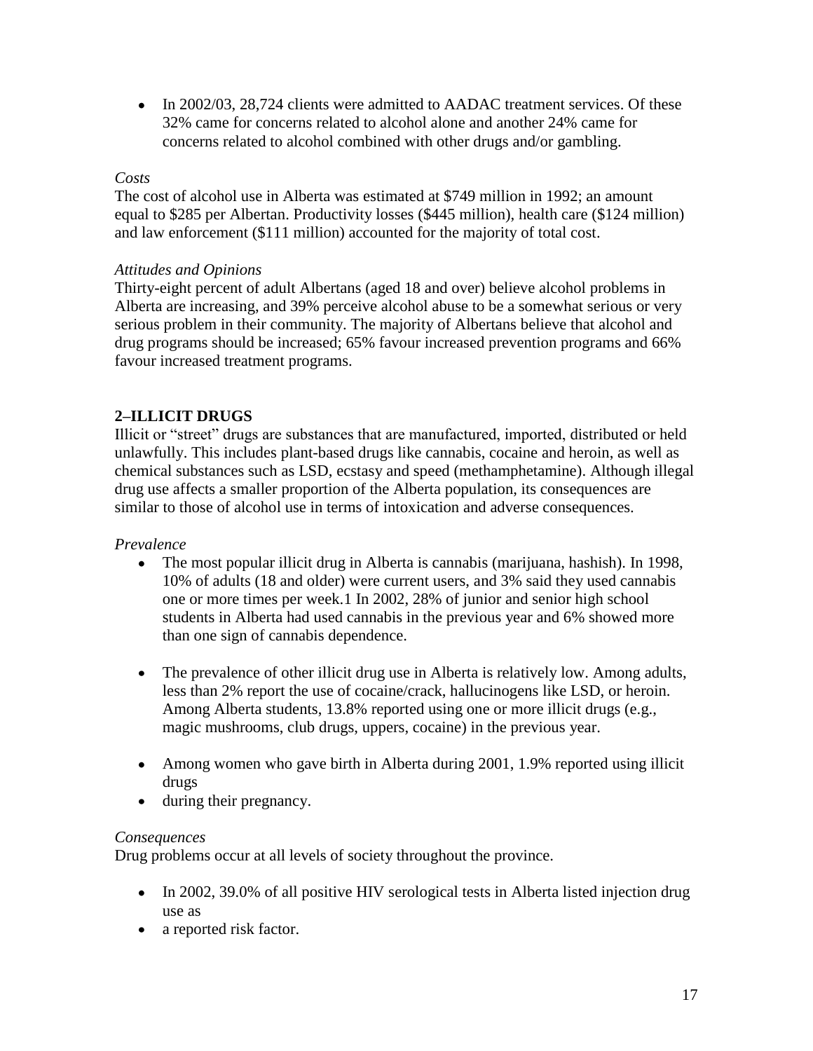- In 2002/03, 28,724 clients were admitted to AADAC treatment services. Of these 32% came for concerns related to alcohol alone and another 24% came for concerns related to alcohol combined with other drugs and/or gambling.

*Costs*

The cost of alcohol use in Alberta was estimated at $749 million in 1992; an amount equal to $285 per Albertan. Productivity losses ($445 million), health care ($124 million) and law enforcement ($111 million) accounted for the majority of total cost.

*Attitudes and Opinions*

Thirty-eight percent of adult Albertans (aged 18 and over) believe alcohol problems in Alberta are increasing, and 39% perceive alcohol abuse to be a somewhat serious or very serious problem in their community. The majority of Albertans believe that alcohol and drug programs should be increased; 65% favour increased prevention programs and 66% favour increased treatment programs.

## 2–ILLICIT DRUGS

Illicit or "street" drugs are substances that are manufactured, imported, distributed or held unlawfully. This includes plant-based drugs like cannabis, cocaine and heroin, as well as chemical substances such as LSD, ecstasy and speed (methamphetamine). Although illegal drug use affects a smaller proportion of the Alberta population, its consequences are similar to those of alcohol use in terms of intoxication and adverse consequences.

*Prevalence*

- The most popular illicit drug in Alberta is cannabis (marijuana, hashish). In 1998, 10% of adults (18 and older) were current users, and 3% said they used cannabis one or more times per week.1 In 2002, 28% of junior and senior high school students in Alberta had used cannabis in the previous year and 6% showed more than one sign of cannabis dependence.

- The prevalence of other illicit drug use in Alberta is relatively low. Among adults, less than 2% report the use of cocaine/crack, hallucinogens like LSD, or heroin. Among Alberta students, 13.8% reported using one or more illicit drugs (e.g., magic mushrooms, club drugs, uppers, cocaine) in the previous year.

- Among women who gave birth in Alberta during 2001, 1.9% reported using illicit drugs
- during their pregnancy.

*Consequences*

Drug problems occur at all levels of society throughout the province.

- In 2002, 39.0% of all positive HIV serological tests in Alberta listed injection drug use as
- a reported risk factor.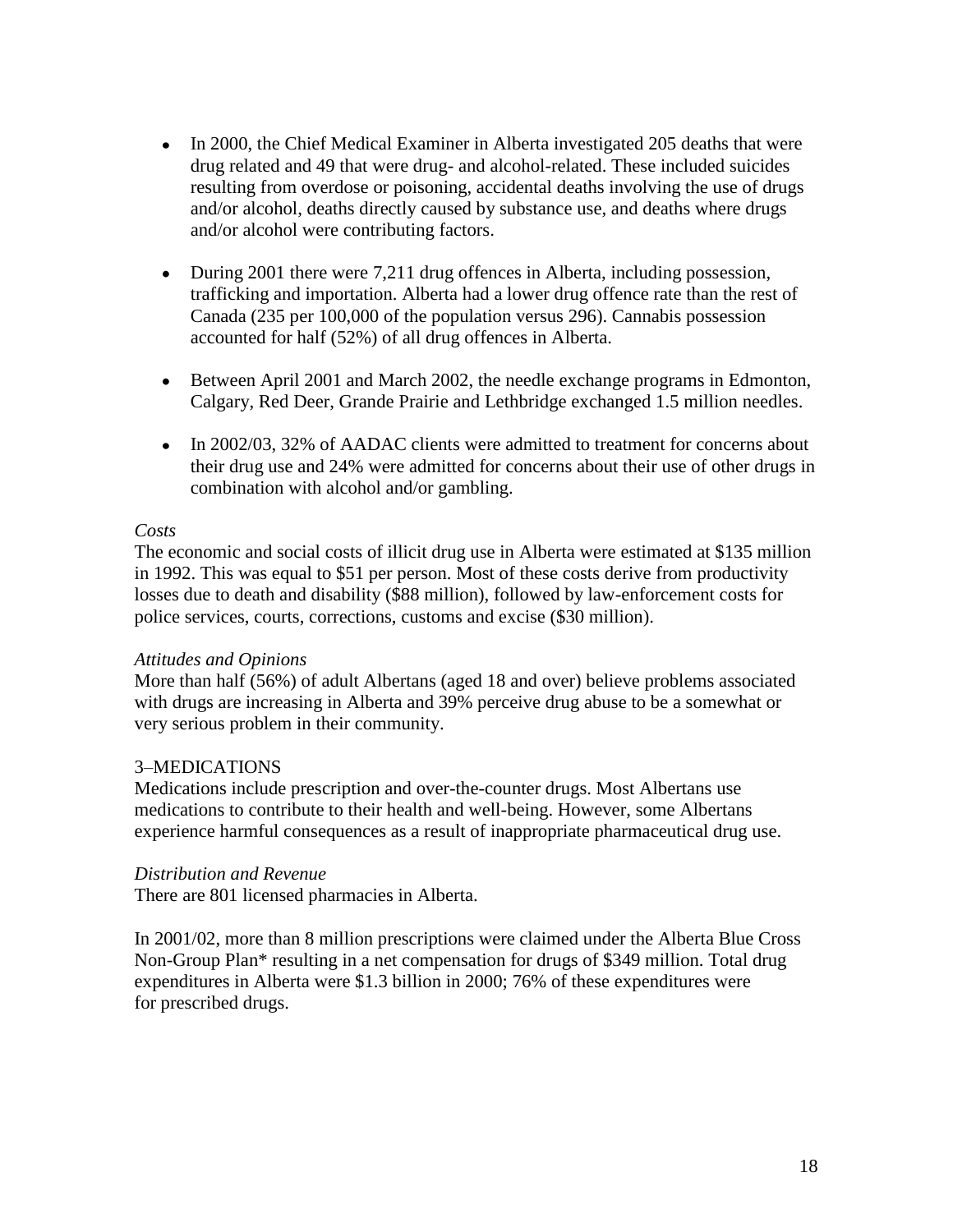- In 2000, the Chief Medical Examiner in Alberta investigated 205 deaths that were drug related and 49 that were drug- and alcohol-related. These included suicides resulting from overdose or poisoning, accidental deaths involving the use of drugs and/or alcohol, deaths directly caused by substance use, and deaths where drugs and/or alcohol were contributing factors.

- During 2001 there were 7,211 drug offences in Alberta, including possession, trafficking and importation. Alberta had a lower drug offence rate than the rest of Canada (235 per 100,000 of the population versus 296). Cannabis possession accounted for half (52%) of all drug offences in Alberta.

- Between April 2001 and March 2002, the needle exchange programs in Edmonton, Calgary, Red Deer, Grande Prairie and Lethbridge exchanged 1.5 million needles.

- In 2002/03, 32% of AADAC clients were admitted to treatment for concerns about their drug use and 24% were admitted for concerns about their use of other drugs in combination with alcohol and/or gambling.

*Costs*

The economic and social costs of illicit drug use in Alberta were estimated at $135 million in 1992. This was equal to $51 per person. Most of these costs derive from productivity losses due to death and disability ($88 million), followed by law-enforcement costs for police services, courts, corrections, customs and excise ($30 million).

*Attitudes and Opinions*

More than half (56%) of adult Albertans (aged 18 and over) believe problems associated with drugs are increasing in Alberta and 39% perceive drug abuse to be a somewhat or very serious problem in their community.

3–MEDICATIONS

Medications include prescription and over-the-counter drugs. Most Albertans use medications to contribute to their health and well-being. However, some Albertans experience harmful consequences as a result of inappropriate pharmaceutical drug use.

*Distribution and Revenue*

There are 801 licensed pharmacies in Alberta.

In 2001/02, more than 8 million prescriptions were claimed under the Alberta Blue Cross Non-Group Plan* resulting in a net compensation for drugs of $349 million. Total drug expenditures in Alberta were $1.3 billion in 2000; 76% of these expenditures were for prescribed drugs.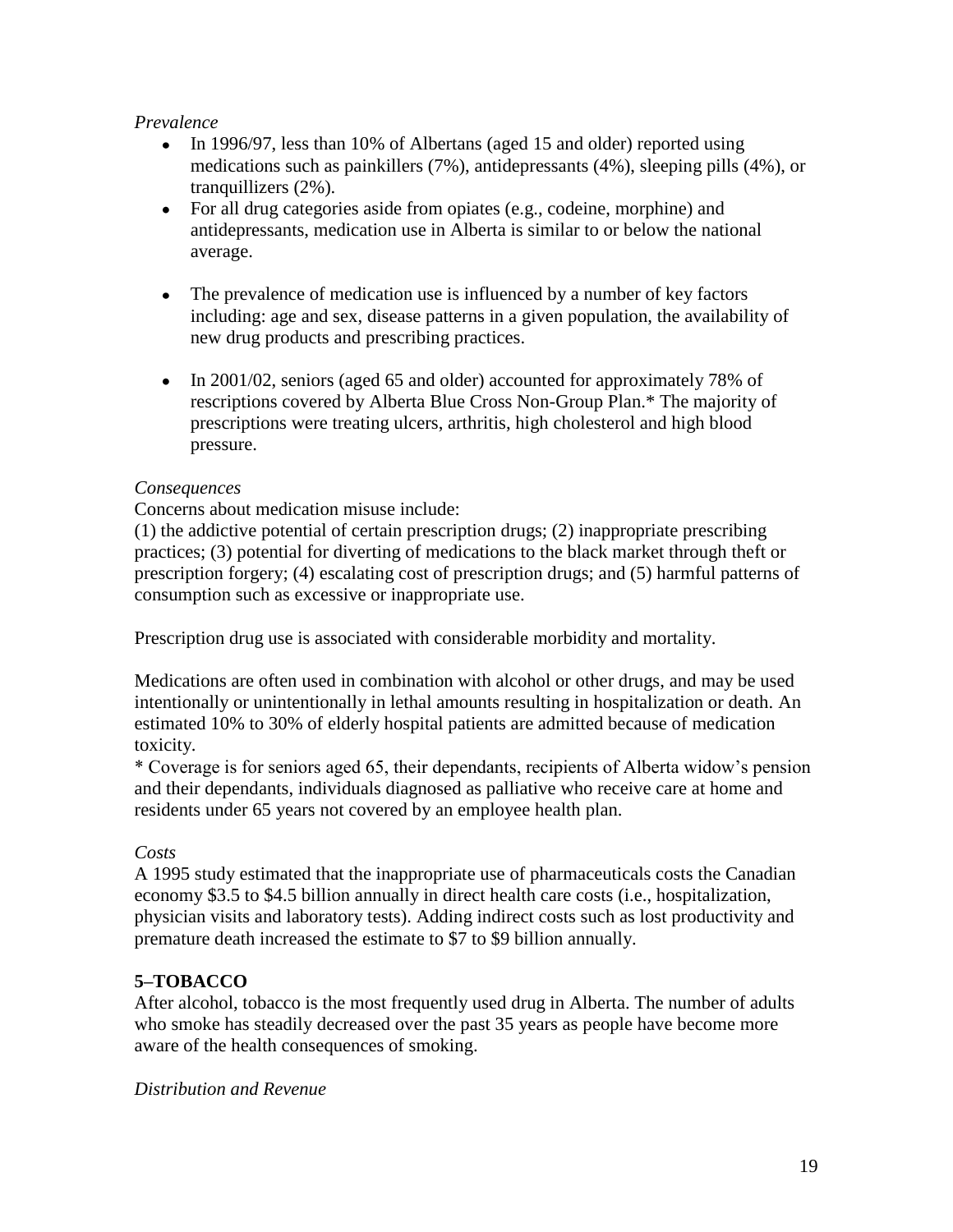*Prevalence*

- In 1996/97, less than 10% of Albertans (aged 15 and older) reported using medications such as painkillers (7%), antidepressants (4%), sleeping pills (4%), or tranquillizers (2%).
- For all drug categories aside from opiates (e.g., codeine, morphine) and antidepressants, medication use in Alberta is similar to or below the national average.
- The prevalence of medication use is influenced by a number of key factors including: age and sex, disease patterns in a given population, the availability of new drug products and prescribing practices.
- In 2001/02, seniors (aged 65 and older) accounted for approximately 78% of rescriptions covered by Alberta Blue Cross Non-Group Plan.* The majority of prescriptions were treating ulcers, arthritis, high cholesterol and high blood pressure.

*Consequences*

Concerns about medication misuse include:
(1) the addictive potential of certain prescription drugs; (2) inappropriate prescribing practices; (3) potential for diverting of medications to the black market through theft or prescription forgery; (4) escalating cost of prescription drugs; and (5) harmful patterns of consumption such as excessive or inappropriate use.

Prescription drug use is associated with considerable morbidity and mortality.

Medications are often used in combination with alcohol or other drugs, and may be used intentionally or unintentionally in lethal amounts resulting in hospitalization or death. An estimated 10% to 30% of elderly hospital patients are admitted because of medication toxicity.

* Coverage is for seniors aged 65, their dependants, recipients of Alberta widow's pension and their dependants, individuals diagnosed as palliative who receive care at home and residents under 65 years not covered by an employee health plan.

*Costs*

A 1995 study estimated that the inappropriate use of pharmaceuticals costs the Canadian economy $3.5 to $4.5 billion annually in direct health care costs (i.e., hospitalization, physician visits and laboratory tests). Adding indirect costs such as lost productivity and premature death increased the estimate to $7 to $9 billion annually.

## 5–TOBACCO

After alcohol, tobacco is the most frequently used drug in Alberta. The number of adults who smoke has steadily decreased over the past 35 years as people have become more aware of the health consequences of smoking.

*Distribution and Revenue*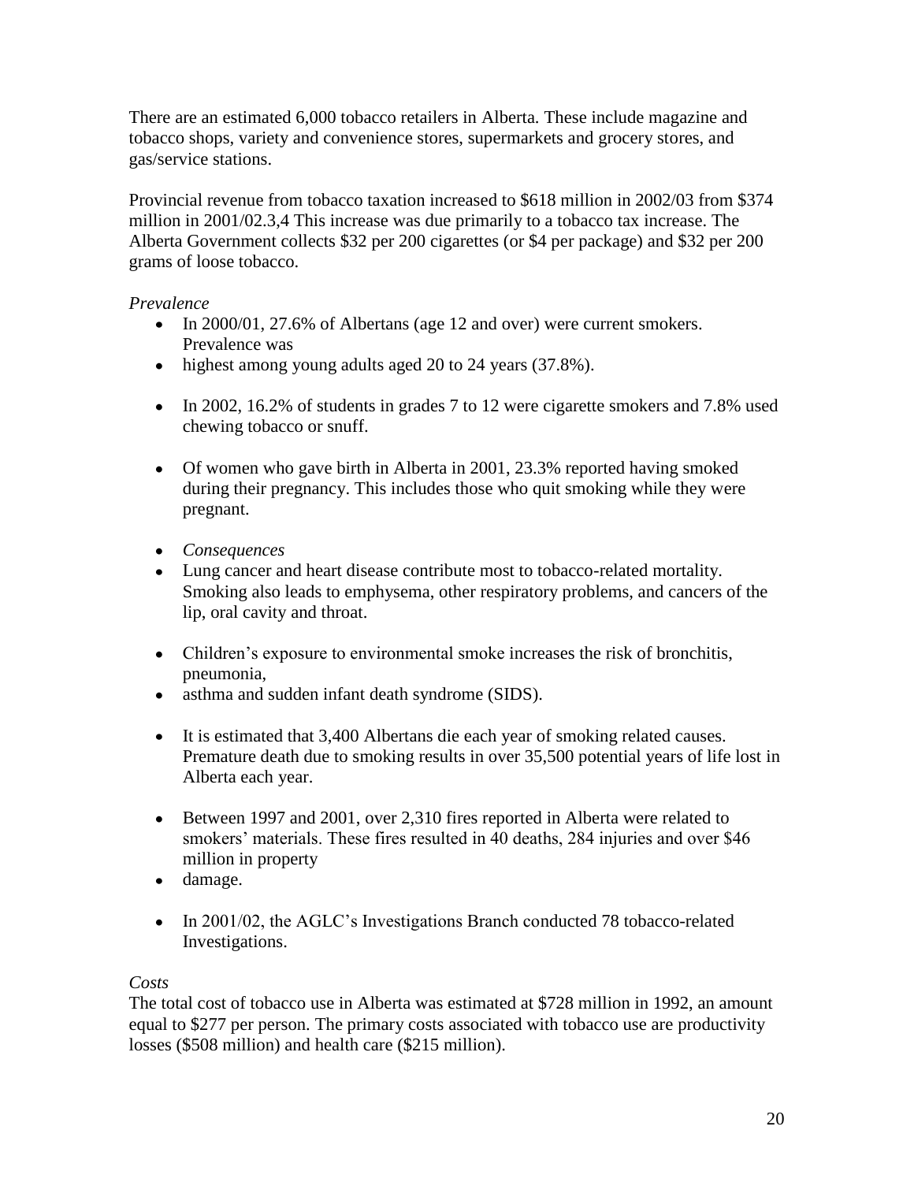There are an estimated 6,000 tobacco retailers in Alberta. These include magazine and tobacco shops, variety and convenience stores, supermarkets and grocery stores, and gas/service stations.

Provincial revenue from tobacco taxation increased to $618 million in 2002/03 from $374 million in 2001/02.[3,4] This increase was due primarily to a tobacco tax increase. The Alberta Government collects $32 per 200 cigarettes (or $4 per package) and $32 per 200 grams of loose tobacco.

*Prevalence*

- In 2000/01, 27.6% of Albertans (age 12 and over) were current smokers. Prevalence was
- highest among young adults aged 20 to 24 years (37.8%).

- In 2002, 16.2% of students in grades 7 to 12 were cigarette smokers and 7.8% used chewing tobacco or snuff.

- Of women who gave birth in Alberta in 2001, 23.3% reported having smoked during their pregnancy. This includes those who quit smoking while they were pregnant.

- *Consequences*
- Lung cancer and heart disease contribute most to tobacco-related mortality. Smoking also leads to emphysema, other respiratory problems, and cancers of the lip, oral cavity and throat.

- Children's exposure to environmental smoke increases the risk of bronchitis, pneumonia,
- asthma and sudden infant death syndrome (SIDS).

- It is estimated that 3,400 Albertans die each year of smoking related causes. Premature death due to smoking results in over 35,500 potential years of life lost in Alberta each year.

- Between 1997 and 2001, over 2,310 fires reported in Alberta were related to smokers' materials. These fires resulted in 40 deaths, 284 injuries and over $46 million in property
- damage.

- In 2001/02, the AGLC's Investigations Branch conducted 78 tobacco-related Investigations.

*Costs*

The total cost of tobacco use in Alberta was estimated at $728 million in 1992, an amount equal to $277 per person. The primary costs associated with tobacco use are productivity losses ($508 million) and health care ($215 million).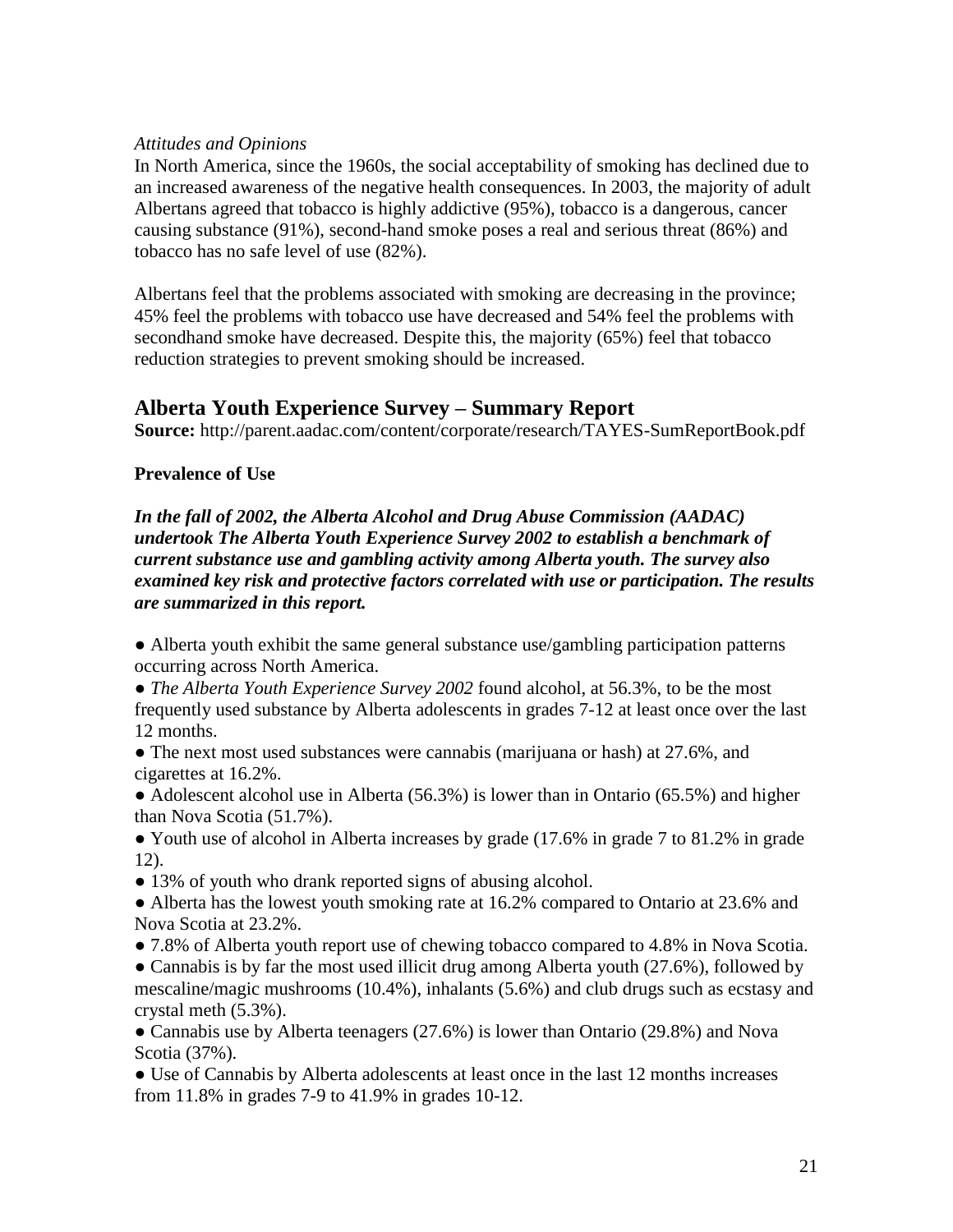*Attitudes and Opinions*

In North America, since the 1960s, the social acceptability of smoking has declined due to an increased awareness of the negative health consequences. In 2003, the majority of adult Albertans agreed that tobacco is highly addictive (95%), tobacco is a dangerous, cancer causing substance (91%), second-hand smoke poses a real and serious threat (86%) and tobacco has no safe level of use (82%).

Albertans feel that the problems associated with smoking are decreasing in the province; 45% feel the problems with tobacco use have decreased and 54% feel the problems with secondhand smoke have decreased. Despite this, the majority (65%) feel that tobacco reduction strategies to prevent smoking should be increased.

## Alberta Youth Experience Survey – Summary Report

**Source:** http://parent.aadac.com/content/corporate/research/TAYES-SumReportBook.pdf

**Prevalence of Use**

***In the fall of 2002, the Alberta Alcohol and Drug Abuse Commission (AADAC) undertook The Alberta Youth Experience Survey 2002 to establish a benchmark of current substance use and gambling activity among Alberta youth. The survey also examined key risk and protective factors correlated with use or participation. The results are summarized in this report.***

- Alberta youth exhibit the same general substance use/gambling participation patterns occurring across North America.
- *The Alberta Youth Experience Survey 2002* found alcohol, at 56.3%, to be the most frequently used substance by Alberta adolescents in grades 7-12 at least once over the last 12 months.
- The next most used substances were cannabis (marijuana or hash) at 27.6%, and cigarettes at 16.2%.
- Adolescent alcohol use in Alberta (56.3%) is lower than in Ontario (65.5%) and higher than Nova Scotia (51.7%).
- Youth use of alcohol in Alberta increases by grade (17.6% in grade 7 to 81.2% in grade 12).
- 13% of youth who drank reported signs of abusing alcohol.
- Alberta has the lowest youth smoking rate at 16.2% compared to Ontario at 23.6% and Nova Scotia at 23.2%.
- 7.8% of Alberta youth report use of chewing tobacco compared to 4.8% in Nova Scotia.
- Cannabis is by far the most used illicit drug among Alberta youth (27.6%), followed by mescaline/magic mushrooms (10.4%), inhalants (5.6%) and club drugs such as ecstasy and crystal meth (5.3%).
- Cannabis use by Alberta teenagers (27.6%) is lower than Ontario (29.8%) and Nova Scotia (37%).
- Use of Cannabis by Alberta adolescents at least once in the last 12 months increases from 11.8% in grades 7-9 to 41.9% in grades 10-12.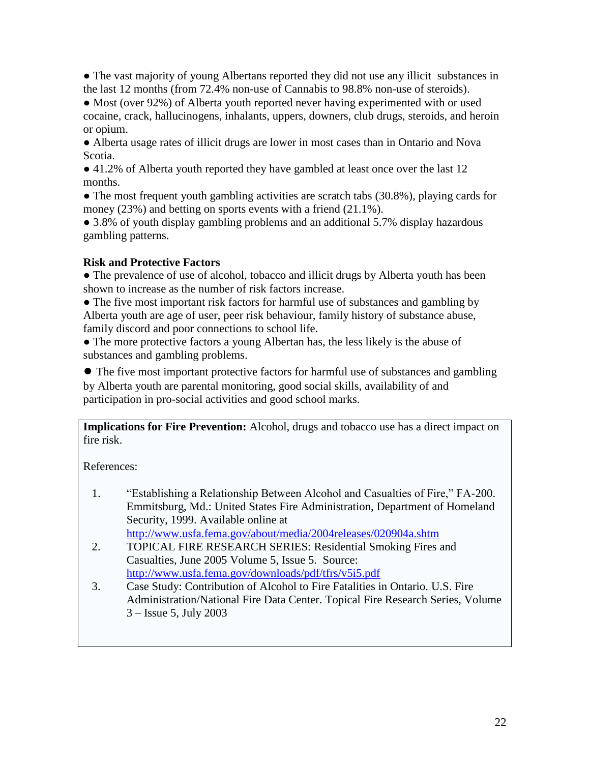- The vast majority of young Albertans reported they did not use any illicit substances in the last 12 months (from 72.4% non-use of Cannabis to 98.8% non-use of steroids).
- Most (over 92%) of Alberta youth reported never having experimented with or used cocaine, crack, hallucinogens, inhalants, uppers, downers, club drugs, steroids, and heroin or opium.
- Alberta usage rates of illicit drugs are lower in most cases than in Ontario and Nova Scotia.
- 41.2% of Alberta youth reported they have gambled at least once over the last 12 months.
- The most frequent youth gambling activities are scratch tabs (30.8%), playing cards for money (23%) and betting on sports events with a friend (21.1%).
- 3.8% of youth display gambling problems and an additional 5.7% display hazardous gambling patterns.

**Risk and Protective Factors**

- The prevalence of use of alcohol, tobacco and illicit drugs by Alberta youth has been shown to increase as the number of risk factors increase.
- The five most important risk factors for harmful use of substances and gambling by Alberta youth are age of user, peer risk behaviour, family history of substance abuse, family discord and poor connections to school life.
- The more protective factors a young Albertan has, the less likely is the abuse of substances and gambling problems.
- The five most important protective factors for harmful use of substances and gambling by Alberta youth are parental monitoring, good social skills, availability of and participation in pro-social activities and good school marks.

**Implications for Fire Prevention:** Alcohol, drugs and tobacco use has a direct impact on fire risk.

References:

1. "Establishing a Relationship Between Alcohol and Casualties of Fire," FA-200. Emmitsburg, Md.: United States Fire Administration, Department of Homeland Security, 1999. Available online at http://www.usfa.fema.gov/about/media/2004releases/020904a.shtm
2. TOPICAL FIRE RESEARCH SERIES: Residential Smoking Fires and Casualties, June 2005 Volume 5, Issue 5. Source: http://www.usfa.fema.gov/downloads/pdf/tfrs/v5i5.pdf
3. Case Study: Contribution of Alcohol to Fire Fatalities in Ontario. U.S. Fire Administration/National Fire Data Center. Topical Fire Research Series, Volume 3 – Issue 5, July 2003